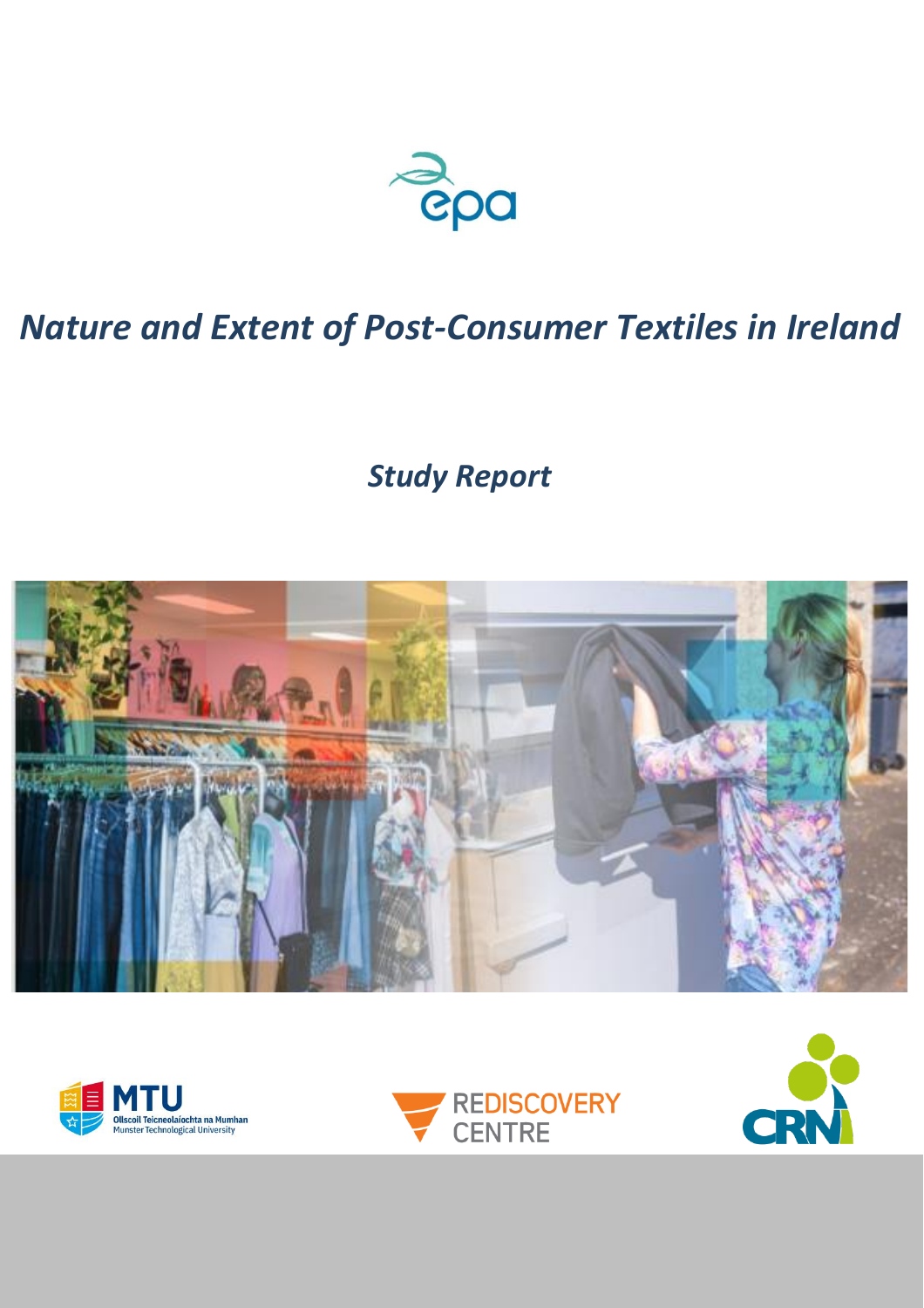# *Nature and Extent of Post-Consumer Textiles in Ireland*

## *Study Report*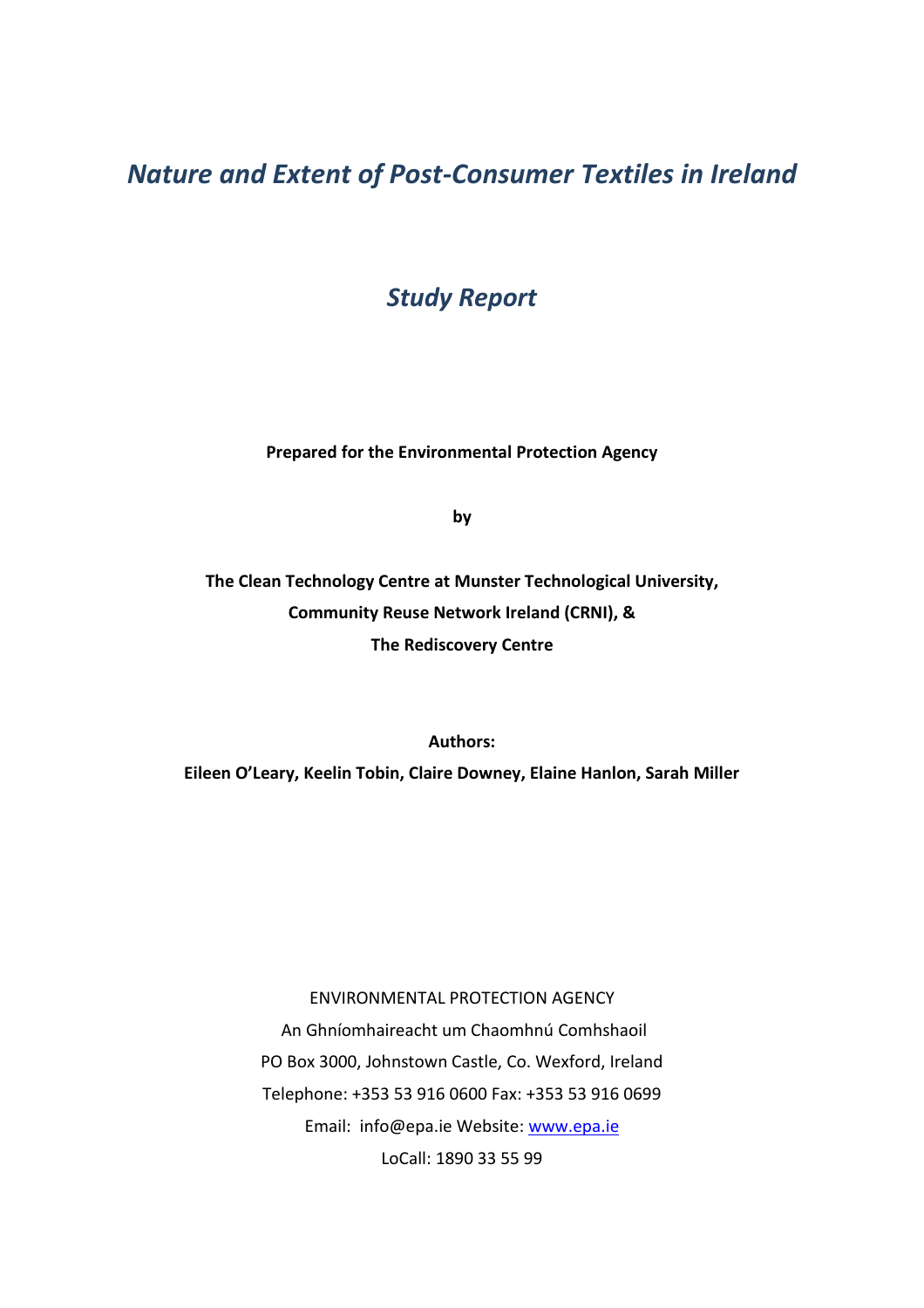# *Nature and Extent of Post-Consumer Textiles in Ireland*

## *Study Report*

**Prepared for the Environmental Protection Agency**

**by**

**The Clean Technology Centre at Munster Technological University,**
**Community Reuse Network Ireland (CRNI), &**
**The Rediscovery Centre**

**Authors:**
**Eileen O'Leary, Keelin Tobin, Claire Downey, Elaine Hanlon, Sarah Miller**

ENVIRONMENTAL PROTECTION AGENCY
An Ghníomhaireacht um Chaomhnú Comhshaoil
PO Box 3000, Johnstown Castle, Co. Wexford, Ireland
Telephone: +353 53 916 0600 Fax: +353 53 916 0699
Email: info@epa.ie Website: www.epa.ie
LoCall: 1890 33 55 99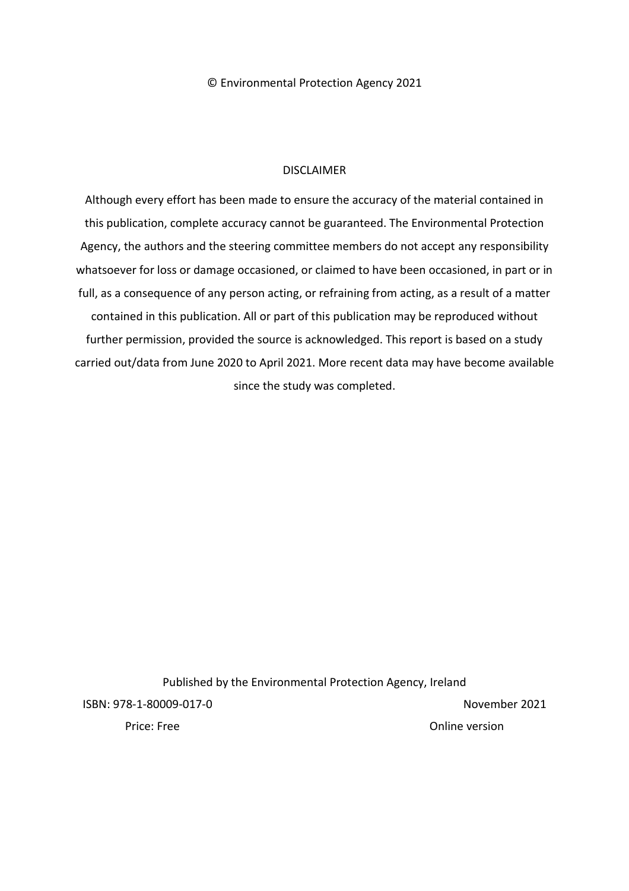© Environmental Protection Agency 2021

DISCLAIMER

Although every effort has been made to ensure the accuracy of the material contained in this publication, complete accuracy cannot be guaranteed. The Environmental Protection Agency, the authors and the steering committee members do not accept any responsibility whatsoever for loss or damage occasioned, or claimed to have been occasioned, in part or in full, as a consequence of any person acting, or refraining from acting, as a result of a matter contained in this publication. All or part of this publication may be reproduced without further permission, provided the source is acknowledged. This report is based on a study carried out/data from June 2020 to April 2021. More recent data may have become available since the study was completed.

Published by the Environmental Protection Agency, Ireland

ISBN: 978-1-80009-017-0

November 2021

Price: Free

Online version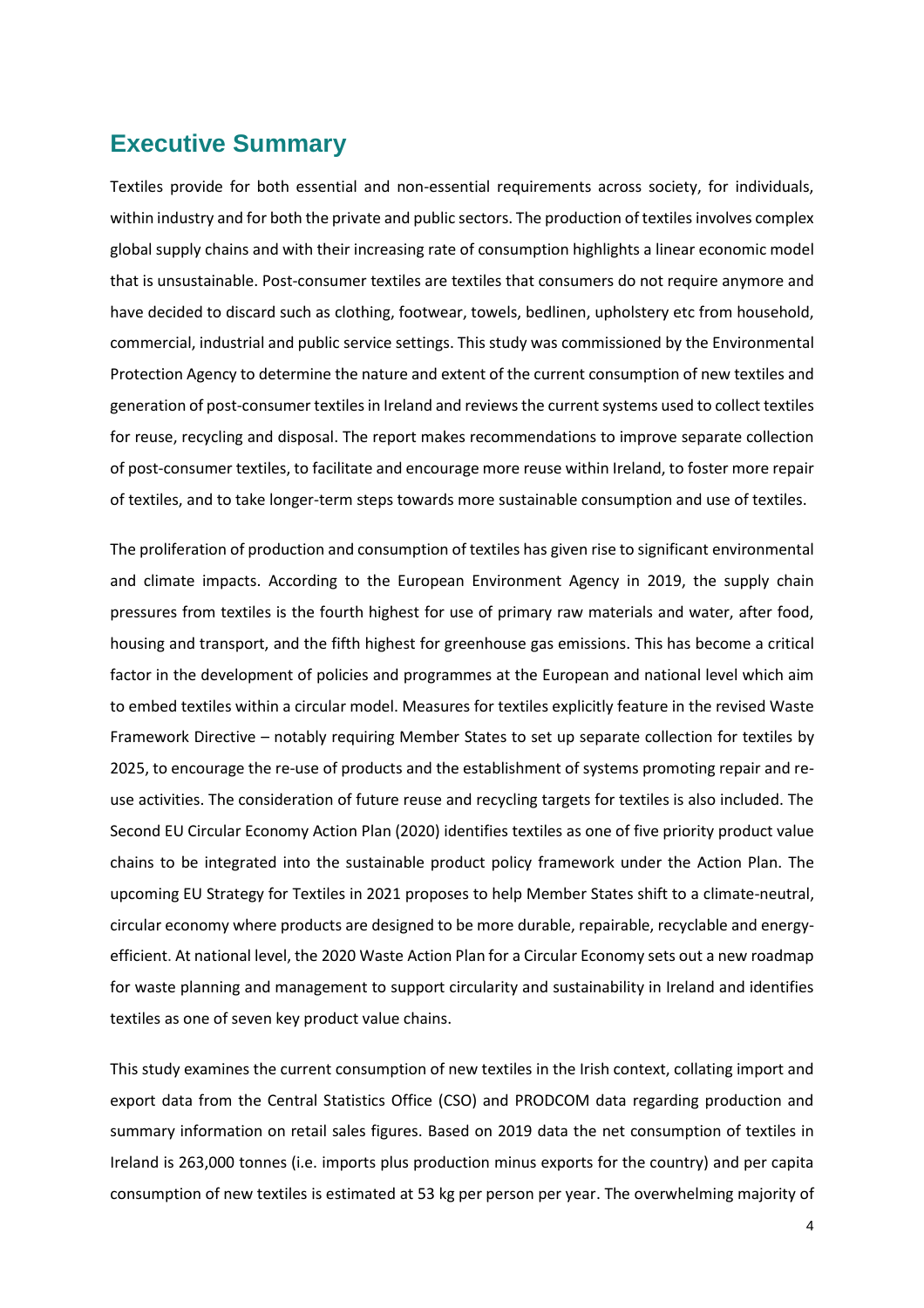# Executive Summary

Textiles provide for both essential and non-essential requirements across society, for individuals, within industry and for both the private and public sectors. The production of textiles involves complex global supply chains and with their increasing rate of consumption highlights a linear economic model that is unsustainable. Post-consumer textiles are textiles that consumers do not require anymore and have decided to discard such as clothing, footwear, towels, bedlinen, upholstery etc from household, commercial, industrial and public service settings. This study was commissioned by the Environmental Protection Agency to determine the nature and extent of the current consumption of new textiles and generation of post-consumer textiles in Ireland and reviews the current systems used to collect textiles for reuse, recycling and disposal. The report makes recommendations to improve separate collection of post-consumer textiles, to facilitate and encourage more reuse within Ireland, to foster more repair of textiles, and to take longer-term steps towards more sustainable consumption and use of textiles.

The proliferation of production and consumption of textiles has given rise to significant environmental and climate impacts. According to the European Environment Agency in 2019, the supply chain pressures from textiles is the fourth highest for use of primary raw materials and water, after food, housing and transport, and the fifth highest for greenhouse gas emissions. This has become a critical factor in the development of policies and programmes at the European and national level which aim to embed textiles within a circular model. Measures for textiles explicitly feature in the revised Waste Framework Directive – notably requiring Member States to set up separate collection for textiles by 2025, to encourage the re-use of products and the establishment of systems promoting repair and re-use activities. The consideration of future reuse and recycling targets for textiles is also included. The Second EU Circular Economy Action Plan (2020) identifies textiles as one of five priority product value chains to be integrated into the sustainable product policy framework under the Action Plan. The upcoming EU Strategy for Textiles in 2021 proposes to help Member States shift to a climate-neutral, circular economy where products are designed to be more durable, repairable, recyclable and energy-efficient. At national level, the 2020 Waste Action Plan for a Circular Economy sets out a new roadmap for waste planning and management to support circularity and sustainability in Ireland and identifies textiles as one of seven key product value chains.

This study examines the current consumption of new textiles in the Irish context, collating import and export data from the Central Statistics Office (CSO) and PRODCOM data regarding production and summary information on retail sales figures. Based on 2019 data the net consumption of textiles in Ireland is 263,000 tonnes (i.e. imports plus production minus exports for the country) and per capita consumption of new textiles is estimated at 53 kg per person per year. The overwhelming majority of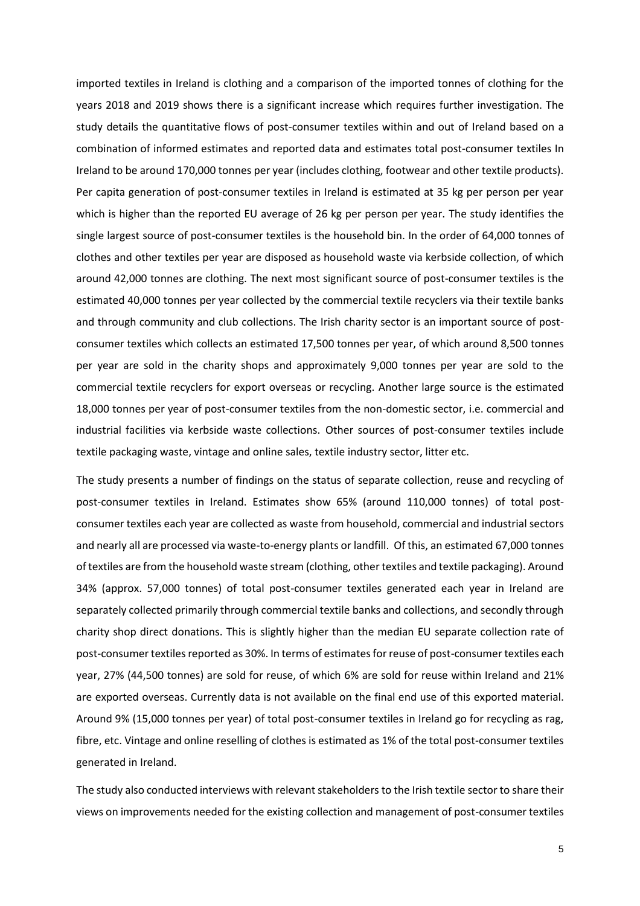imported textiles in Ireland is clothing and a comparison of the imported tonnes of clothing for the years 2018 and 2019 shows there is a significant increase which requires further investigation. The study details the quantitative flows of post-consumer textiles within and out of Ireland based on a combination of informed estimates and reported data and estimates total post-consumer textiles In Ireland to be around 170,000 tonnes per year (includes clothing, footwear and other textile products). Per capita generation of post-consumer textiles in Ireland is estimated at 35 kg per person per year which is higher than the reported EU average of 26 kg per person per year. The study identifies the single largest source of post-consumer textiles is the household bin. In the order of 64,000 tonnes of clothes and other textiles per year are disposed as household waste via kerbside collection, of which around 42,000 tonnes are clothing. The next most significant source of post-consumer textiles is the estimated 40,000 tonnes per year collected by the commercial textile recyclers via their textile banks and through community and club collections. The Irish charity sector is an important source of post-consumer textiles which collects an estimated 17,500 tonnes per year, of which around 8,500 tonnes per year are sold in the charity shops and approximately 9,000 tonnes per year are sold to the commercial textile recyclers for export overseas or recycling. Another large source is the estimated 18,000 tonnes per year of post-consumer textiles from the non-domestic sector, i.e. commercial and industrial facilities via kerbside waste collections. Other sources of post-consumer textiles include textile packaging waste, vintage and online sales, textile industry sector, litter etc.

The study presents a number of findings on the status of separate collection, reuse and recycling of post-consumer textiles in Ireland. Estimates show 65% (around 110,000 tonnes) of total post-consumer textiles each year are collected as waste from household, commercial and industrial sectors and nearly all are processed via waste-to-energy plants or landfill. Of this, an estimated 67,000 tonnes of textiles are from the household waste stream (clothing, other textiles and textile packaging). Around 34% (approx. 57,000 tonnes) of total post-consumer textiles generated each year in Ireland are separately collected primarily through commercial textile banks and collections, and secondly through charity shop direct donations. This is slightly higher than the median EU separate collection rate of post-consumer textiles reported as 30%. In terms of estimates for reuse of post-consumer textiles each year, 27% (44,500 tonnes) are sold for reuse, of which 6% are sold for reuse within Ireland and 21% are exported overseas. Currently data is not available on the final end use of this exported material. Around 9% (15,000 tonnes per year) of total post-consumer textiles in Ireland go for recycling as rag, fibre, etc. Vintage and online reselling of clothes is estimated as 1% of the total post-consumer textiles generated in Ireland.

The study also conducted interviews with relevant stakeholders to the Irish textile sector to share their views on improvements needed for the existing collection and management of post-consumer textiles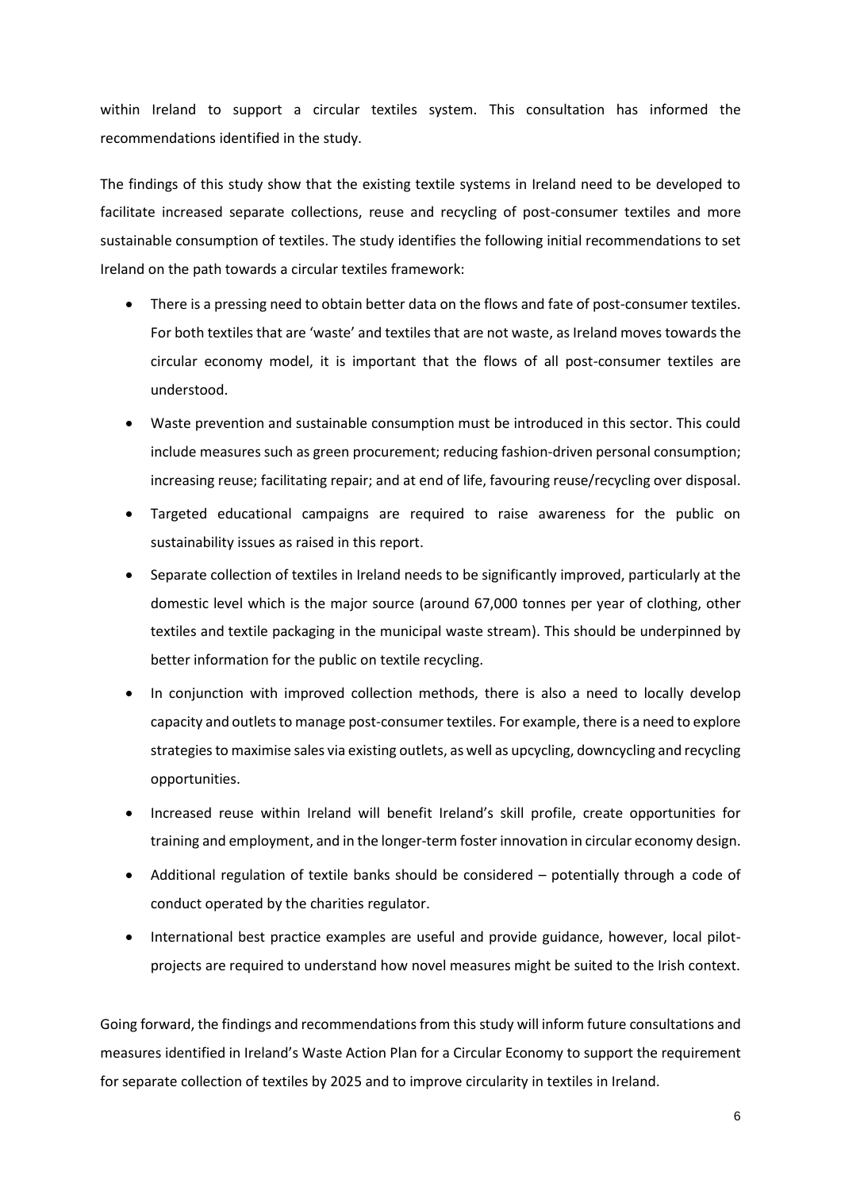within Ireland to support a circular textiles system. This consultation has informed the recommendations identified in the study.

The findings of this study show that the existing textile systems in Ireland need to be developed to facilitate increased separate collections, reuse and recycling of post-consumer textiles and more sustainable consumption of textiles. The study identifies the following initial recommendations to set Ireland on the path towards a circular textiles framework:

- There is a pressing need to obtain better data on the flows and fate of post-consumer textiles. For both textiles that are 'waste' and textiles that are not waste, as Ireland moves towards the circular economy model, it is important that the flows of all post-consumer textiles are understood.
- Waste prevention and sustainable consumption must be introduced in this sector. This could include measures such as green procurement; reducing fashion-driven personal consumption; increasing reuse; facilitating repair; and at end of life, favouring reuse/recycling over disposal.
- Targeted educational campaigns are required to raise awareness for the public on sustainability issues as raised in this report.
- Separate collection of textiles in Ireland needs to be significantly improved, particularly at the domestic level which is the major source (around 67,000 tonnes per year of clothing, other textiles and textile packaging in the municipal waste stream). This should be underpinned by better information for the public on textile recycling.
- In conjunction with improved collection methods, there is also a need to locally develop capacity and outlets to manage post-consumer textiles. For example, there is a need to explore strategies to maximise sales via existing outlets, as well as upcycling, downcycling and recycling opportunities.
- Increased reuse within Ireland will benefit Ireland's skill profile, create opportunities for training and employment, and in the longer-term foster innovation in circular economy design.
- Additional regulation of textile banks should be considered – potentially through a code of conduct operated by the charities regulator.
- International best practice examples are useful and provide guidance, however, local pilot-projects are required to understand how novel measures might be suited to the Irish context.

Going forward, the findings and recommendations from this study will inform future consultations and measures identified in Ireland's Waste Action Plan for a Circular Economy to support the requirement for separate collection of textiles by 2025 and to improve circularity in textiles in Ireland.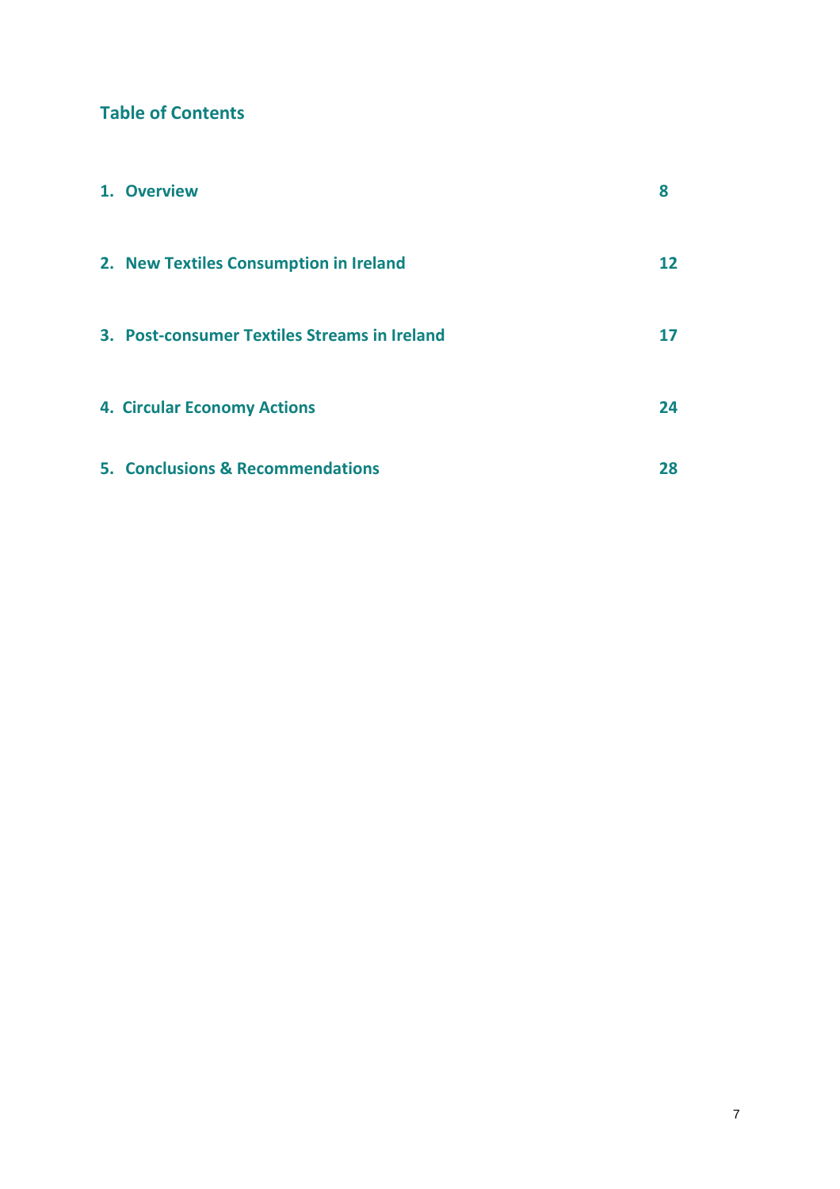## Table of Contents

| | |
|---|---|
| **1. Overview** | **8** |
| **2. New Textiles Consumption in Ireland** | **12** |
| **3. Post-consumer Textiles Streams in Ireland** | **17** |
| **4. Circular Economy Actions** | **24** |
| **5. Conclusions & Recommendations** | **28** |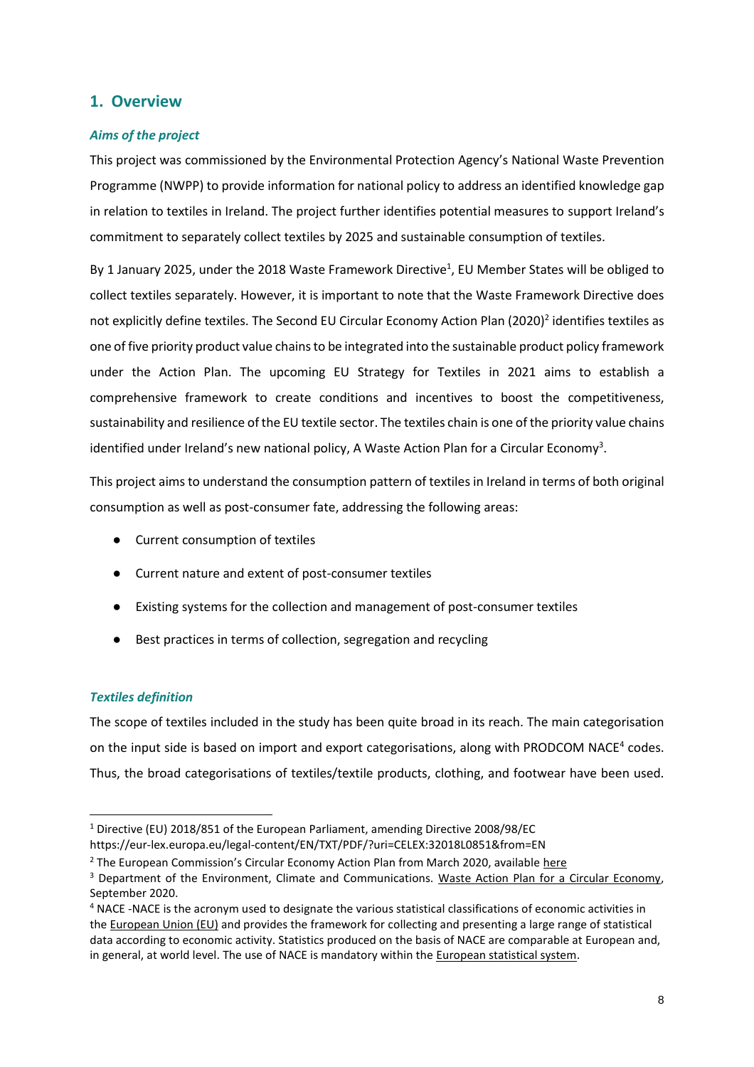## 1. Overview

### *Aims of the project*

This project was commissioned by the Environmental Protection Agency's National Waste Prevention Programme (NWPP) to provide information for national policy to address an identified knowledge gap in relation to textiles in Ireland. The project further identifies potential measures to support Ireland's commitment to separately collect textiles by 2025 and sustainable consumption of textiles.

By 1 January 2025, under the 2018 Waste Framework Directive[1], EU Member States will be obliged to collect textiles separately. However, it is important to note that the Waste Framework Directive does not explicitly define textiles. The Second EU Circular Economy Action Plan (2020)[2] identifies textiles as one of five priority product value chains to be integrated into the sustainable product policy framework under the Action Plan. The upcoming EU Strategy for Textiles in 2021 aims to establish a comprehensive framework to create conditions and incentives to boost the competitiveness, sustainability and resilience of the EU textile sector. The textiles chain is one of the priority value chains identified under Ireland's new national policy, A Waste Action Plan for a Circular Economy[3].

This project aims to understand the consumption pattern of textiles in Ireland in terms of both original consumption as well as post-consumer fate, addressing the following areas:

- Current consumption of textiles
- Current nature and extent of post-consumer textiles
- Existing systems for the collection and management of post-consumer textiles
- Best practices in terms of collection, segregation and recycling

### *Textiles definition*

The scope of textiles included in the study has been quite broad in its reach. The main categorisation on the input side is based on import and export categorisations, along with PRODCOM NACE[4] codes. Thus, the broad categorisations of textiles/textile products, clothing, and footwear have been used.

---

[1] Directive (EU) 2018/851 of the European Parliament, amending Directive 2008/98/EC https://eur-lex.europa.eu/legal-content/EN/TXT/PDF/?uri=CELEX:32018L0851&from=EN

[2] The European Commission's Circular Economy Action Plan from March 2020, available here

[3] Department of the Environment, Climate and Communications. Waste Action Plan for a Circular Economy, September 2020.

[4] NACE -NACE is the acronym used to designate the various statistical classifications of economic activities in the European Union (EU) and provides the framework for collecting and presenting a large range of statistical data according to economic activity. Statistics produced on the basis of NACE are comparable at European and, in general, at world level. The use of NACE is mandatory within the European statistical system.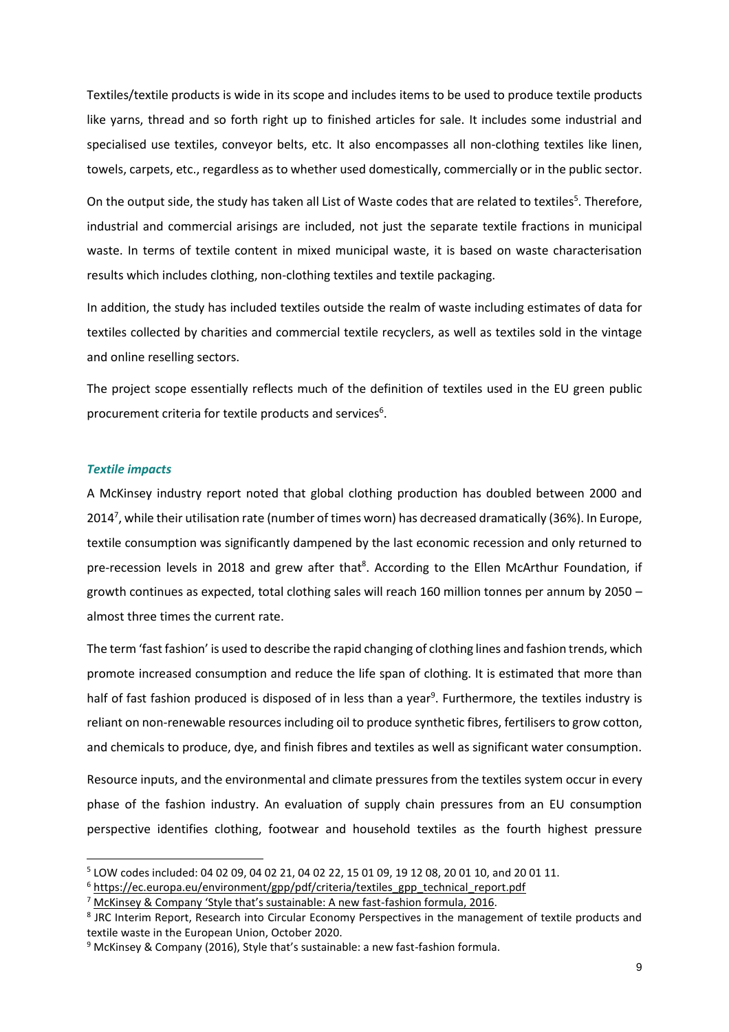Textiles/textile products is wide in its scope and includes items to be used to produce textile products like yarns, thread and so forth right up to finished articles for sale. It includes some industrial and specialised use textiles, conveyor belts, etc. It also encompasses all non-clothing textiles like linen, towels, carpets, etc., regardless as to whether used domestically, commercially or in the public sector.

On the output side, the study has taken all List of Waste codes that are related to textiles[5]. Therefore, industrial and commercial arisings are included, not just the separate textile fractions in municipal waste. In terms of textile content in mixed municipal waste, it is based on waste characterisation results which includes clothing, non-clothing textiles and textile packaging.

In addition, the study has included textiles outside the realm of waste including estimates of data for textiles collected by charities and commercial textile recyclers, as well as textiles sold in the vintage and online reselling sectors.

The project scope essentially reflects much of the definition of textiles used in the EU green public procurement criteria for textile products and services[6].

### *Textile impacts*

A McKinsey industry report noted that global clothing production has doubled between 2000 and 2014[7], while their utilisation rate (number of times worn) has decreased dramatically (36%). In Europe, textile consumption was significantly dampened by the last economic recession and only returned to pre-recession levels in 2018 and grew after that[8]. According to the Ellen McArthur Foundation, if growth continues as expected, total clothing sales will reach 160 million tonnes per annum by 2050 – almost three times the current rate.

The term 'fast fashion' is used to describe the rapid changing of clothing lines and fashion trends, which promote increased consumption and reduce the life span of clothing. It is estimated that more than half of fast fashion produced is disposed of in less than a year[9]. Furthermore, the textiles industry is reliant on non-renewable resources including oil to produce synthetic fibres, fertilisers to grow cotton, and chemicals to produce, dye, and finish fibres and textiles as well as significant water consumption.

Resource inputs, and the environmental and climate pressures from the textiles system occur in every phase of the fashion industry. An evaluation of supply chain pressures from an EU consumption perspective identifies clothing, footwear and household textiles as the fourth highest pressure

---

[5] LOW codes included: 04 02 09, 04 02 21, 04 02 22, 15 01 09, 19 12 08, 20 01 10, and 20 01 11.

[6] https://ec.europa.eu/environment/gpp/pdf/criteria/textiles_gpp_technical_report.pdf

[7] McKinsey & Company 'Style that's sustainable: A new fast-fashion formula, 2016.

[8] JRC Interim Report, Research into Circular Economy Perspectives in the management of textile products and textile waste in the European Union, October 2020.

[9] McKinsey & Company (2016), Style that's sustainable: a new fast-fashion formula.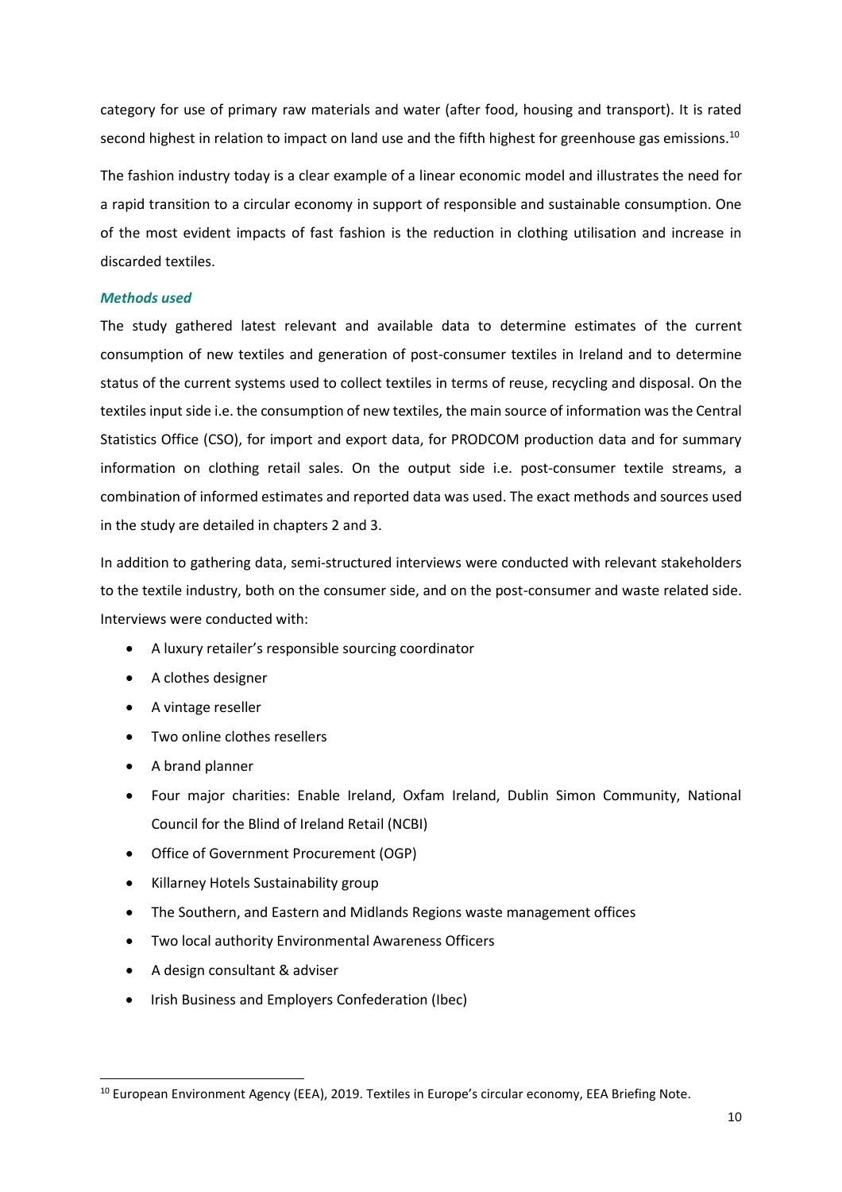category for use of primary raw materials and water (after food, housing and transport). It is rated second highest in relation to impact on land use and the fifth highest for greenhouse gas emissions.[10]

The fashion industry today is a clear example of a linear economic model and illustrates the need for a rapid transition to a circular economy in support of responsible and sustainable consumption. One of the most evident impacts of fast fashion is the reduction in clothing utilisation and increase in discarded textiles.

### *Methods used*

The study gathered latest relevant and available data to determine estimates of the current consumption of new textiles and generation of post-consumer textiles in Ireland and to determine status of the current systems used to collect textiles in terms of reuse, recycling and disposal. On the textiles input side i.e. the consumption of new textiles, the main source of information was the Central Statistics Office (CSO), for import and export data, for PRODCOM production data and for summary information on clothing retail sales. On the output side i.e. post-consumer textile streams, a combination of informed estimates and reported data was used. The exact methods and sources used in the study are detailed in chapters 2 and 3.

In addition to gathering data, semi-structured interviews were conducted with relevant stakeholders to the textile industry, both on the consumer side, and on the post-consumer and waste related side. Interviews were conducted with:

- A luxury retailer's responsible sourcing coordinator
- A clothes designer
- A vintage reseller
- Two online clothes resellers
- A brand planner
- Four major charities: Enable Ireland, Oxfam Ireland, Dublin Simon Community, National Council for the Blind of Ireland Retail (NCBI)
- Office of Government Procurement (OGP)
- Killarney Hotels Sustainability group
- The Southern, and Eastern and Midlands Regions waste management offices
- Two local authority Environmental Awareness Officers
- A design consultant & adviser
- Irish Business and Employers Confederation (Ibec)

---

[10] European Environment Agency (EEA), 2019. Textiles in Europe's circular economy, EEA Briefing Note.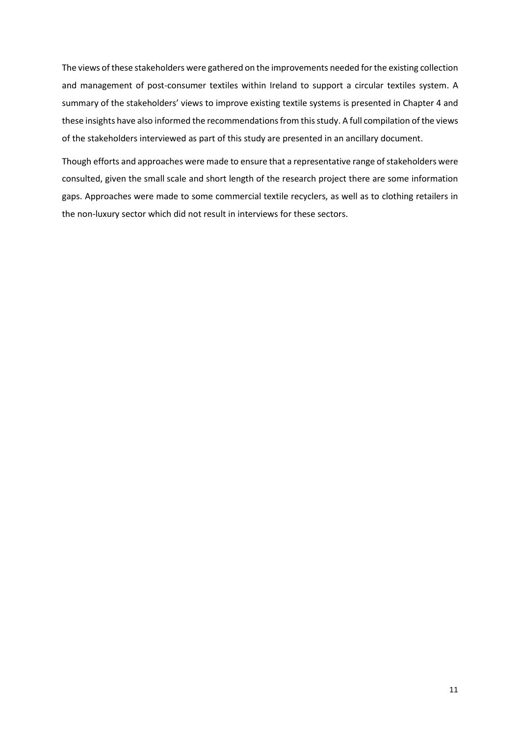The views of these stakeholders were gathered on the improvements needed for the existing collection and management of post-consumer textiles within Ireland to support a circular textiles system. A summary of the stakeholders' views to improve existing textile systems is presented in Chapter 4 and these insights have also informed the recommendations from this study. A full compilation of the views of the stakeholders interviewed as part of this study are presented in an ancillary document.

Though efforts and approaches were made to ensure that a representative range of stakeholders were consulted, given the small scale and short length of the research project there are some information gaps. Approaches were made to some commercial textile recyclers, as well as to clothing retailers in the non-luxury sector which did not result in interviews for these sectors.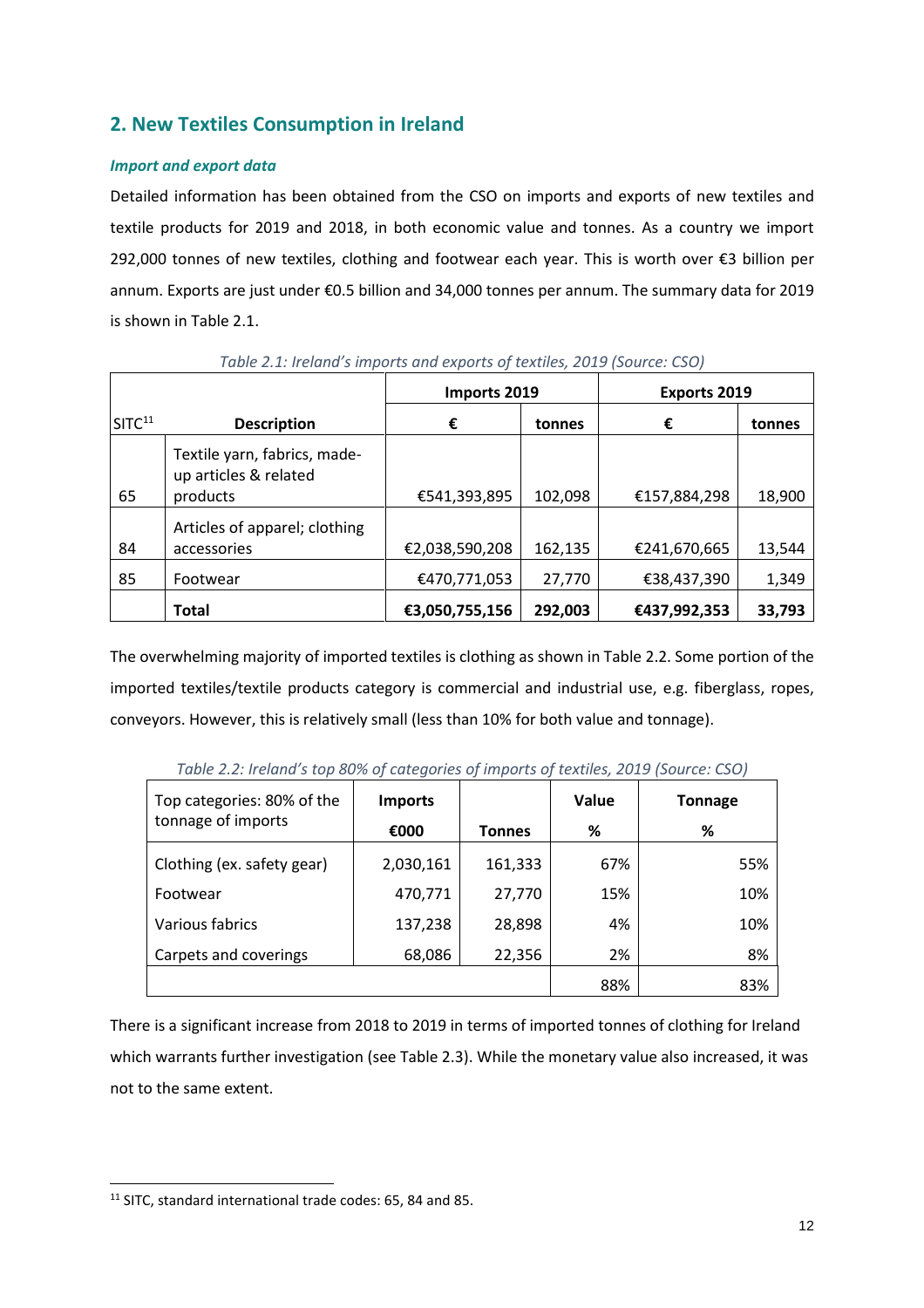## 2. New Textiles Consumption in Ireland

### *Import and export data*

Detailed information has been obtained from the CSO on imports and exports of new textiles and textile products for 2019 and 2018, in both economic value and tonnes. As a country we import 292,000 tonnes of new textiles, clothing and footwear each year. This is worth over €3 billion per annum. Exports are just under €0.5 billion and 34,000 tonnes per annum. The summary data for 2019 is shown in Table 2.1.

*Table 2.1: Ireland's imports and exports of textiles, 2019 (Source: CSO)*

| | | Imports 2019 | | Exports 2019 | |
|---|---|---|---|---|---|
| SITC[11] | Description | € | tonnes | € | tonnes |
| 65 | Textile yarn, fabrics, made-up articles & related products | €541,393,895 | 102,098 | €157,884,298 | 18,900 |
| 84 | Articles of apparel; clothing accessories | €2,038,590,208 | 162,135 | €241,670,665 | 13,544 |
| 85 | Footwear | €470,771,053 | 27,770 | €38,437,390 | 1,349 |
| | **Total** | **€3,050,755,156** | **292,003** | **€437,992,353** | **33,793** |

The overwhelming majority of imported textiles is clothing as shown in Table 2.2. Some portion of the imported textiles/textile products category is commercial and industrial use, e.g. fiberglass, ropes, conveyors. However, this is relatively small (less than 10% for both value and tonnage).

*Table 2.2: Ireland's top 80% of categories of imports of textiles, 2019 (Source: CSO)*

| Top categories: 80% of the tonnage of imports | Imports €000 | Tonnes | Value % | Tonnage % |
|---|---|---|---|---|
| Clothing (ex. safety gear) | 2,030,161 | 161,333 | 67% | 55% |
| Footwear | 470,771 | 27,770 | 15% | 10% |
| Various fabrics | 137,238 | 28,898 | 4% | 10% |
| Carpets and coverings | 68,086 | 22,356 | 2% | 8% |
| | | | 88% | 83% |

There is a significant increase from 2018 to 2019 in terms of imported tonnes of clothing for Ireland which warrants further investigation (see Table 2.3). While the monetary value also increased, it was not to the same extent.

[11] SITC, standard international trade codes: 65, 84 and 85.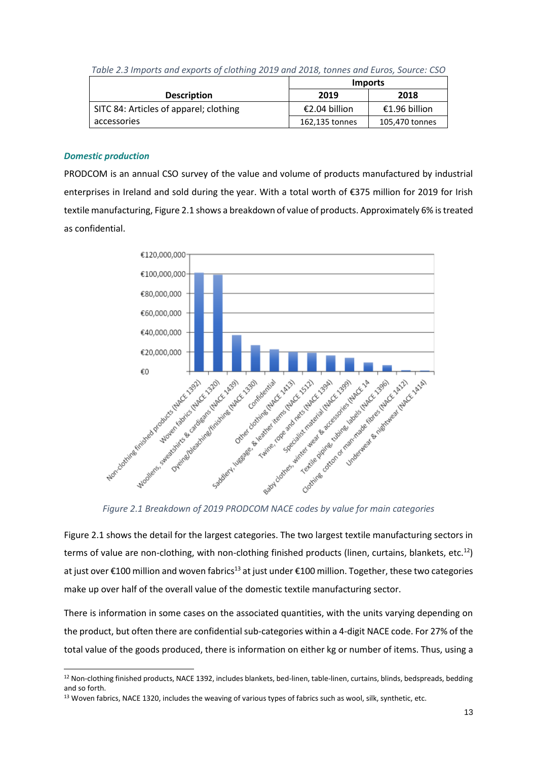*Table 2.3 Imports and exports of clothing 2019 and 2018, tonnes and Euros, Source: CSO*

| Description | Imports | |
|---|---|---|
| | 2019 | 2018 |
| SITC 84: Articles of apparel; clothing accessories | €2.04 billion | €1.96 billion |
| | 162,135 tonnes | 105,470 tonnes |

### *Domestic production*

PRODCOM is an annual CSO survey of the value and volume of products manufactured by industrial enterprises in Ireland and sold during the year. With a total worth of €375 million for 2019 for Irish textile manufacturing, Figure 2.1 shows a breakdown of value of products. Approximately 6% is treated as confidential.

*Figure 2.1 Breakdown of 2019 PRODCOM NACE codes by value for main categories*

Figure 2.1 shows the detail for the largest categories. The two largest textile manufacturing sectors in terms of value are non-clothing, with non-clothing finished products (linen, curtains, blankets, etc.[12]) at just over €100 million and woven fabrics[13] at just under €100 million. Together, these two categories make up over half of the overall value of the domestic textile manufacturing sector.

There is information in some cases on the associated quantities, with the units varying depending on the product, but often there are confidential sub-categories within a 4-digit NACE code. For 27% of the total value of the goods produced, there is information on either kg or number of items. Thus, using a

[12] Non-clothing finished products, NACE 1392, includes blankets, bed-linen, table-linen, curtains, blinds, bedspreads, bedding and so forth.

[13] Woven fabrics, NACE 1320, includes the weaving of various types of fabrics such as wool, silk, synthetic, etc.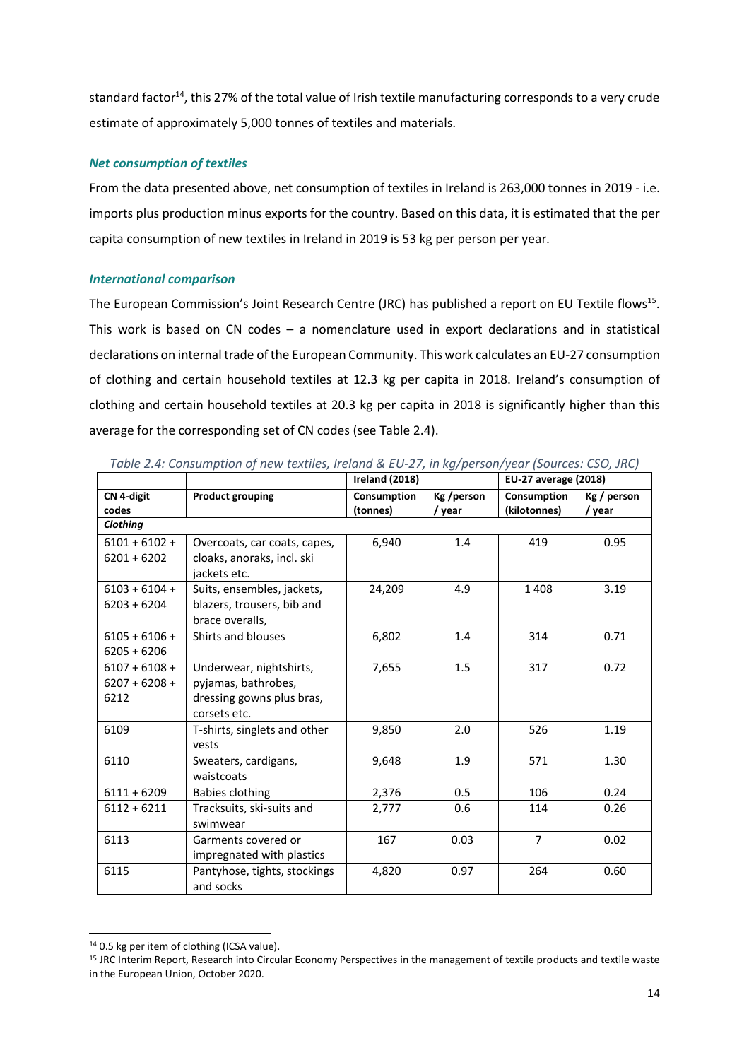standard factor[14], this 27% of the total value of Irish textile manufacturing corresponds to a very crude estimate of approximately 5,000 tonnes of textiles and materials.

### *Net consumption of textiles*

From the data presented above, net consumption of textiles in Ireland is 263,000 tonnes in 2019 - i.e. imports plus production minus exports for the country. Based on this data, it is estimated that the per capita consumption of new textiles in Ireland in 2019 is 53 kg per person per year.

### *International comparison*

The European Commission's Joint Research Centre (JRC) has published a report on EU Textile flows[15]. This work is based on CN codes – a nomenclature used in export declarations and in statistical declarations on internal trade of the European Community. This work calculates an EU-27 consumption of clothing and certain household textiles at 12.3 kg per capita in 2018. Ireland's consumption of clothing and certain household textiles at 20.3 kg per capita in 2018 is significantly higher than this average for the corresponding set of CN codes (see Table 2.4).

*Table 2.4: Consumption of new textiles, Ireland & EU-27, in kg/person/year (Sources: CSO, JRC)*

| | | Ireland (2018) | | EU-27 average (2018) | |
|---|---|---|---|---|---|
| **CN 4-digit codes** | **Product grouping** | **Consumption (tonnes)** | **Kg /person / year** | **Consumption (kilotonnes)** | **Kg / person / year** |
| ***Clothing*** | | | | | |
| 6101 + 6102 + 6201 + 6202 | Overcoats, car coats, capes, cloaks, anoraks, incl. ski jackets etc. | 6,940 | 1.4 | 419 | 0.95 |
| 6103 + 6104 + 6203 + 6204 | Suits, ensembles, jackets, blazers, trousers, bib and brace overalls, | 24,209 | 4.9 | 1 408 | 3.19 |
| 6105 + 6106 + 6205 + 6206 | Shirts and blouses | 6,802 | 1.4 | 314 | 0.71 |
| 6107 + 6108 + 6207 + 6208 + 6212 | Underwear, nightshirts, pyjamas, bathrobes, dressing gowns plus bras, corsets etc. | 7,655 | 1.5 | 317 | 0.72 |
| 6109 | T-shirts, singlets and other vests | 9,850 | 2.0 | 526 | 1.19 |
| 6110 | Sweaters, cardigans, waistcoats | 9,648 | 1.9 | 571 | 1.30 |
| 6111 + 6209 | Babies clothing | 2,376 | 0.5 | 106 | 0.24 |
| 6112 + 6211 | Tracksuits, ski-suits and swimwear | 2,777 | 0.6 | 114 | 0.26 |
| 6113 | Garments covered or impregnated with plastics | 167 | 0.03 | 7 | 0.02 |
| 6115 | Pantyhose, tights, stockings and socks | 4,820 | 0.97 | 264 | 0.60 |

[14] 0.5 kg per item of clothing (ICSA value).

[15] JRC Interim Report, Research into Circular Economy Perspectives in the management of textile products and textile waste in the European Union, October 2020.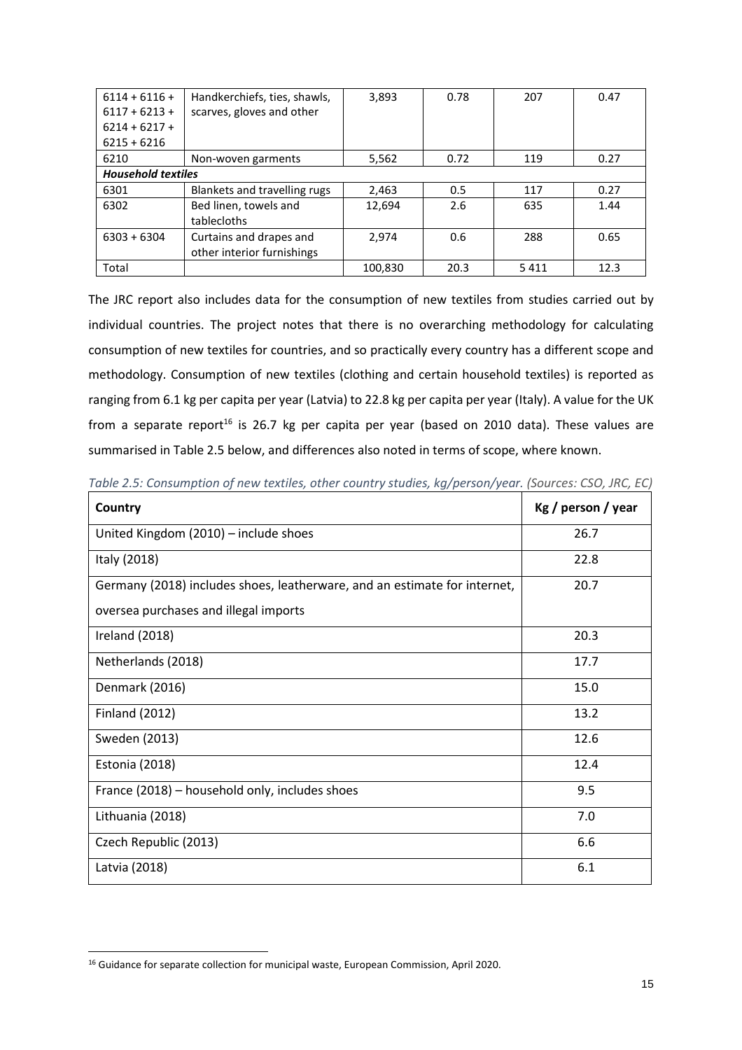| | | | | | |
|---|---|---|---|---|---|
| 6114 + 6116 + 6117 + 6213 + 6214 + 6217 + 6215 + 6216 | Handkerchiefs, ties, shawls, scarves, gloves and other | 3,893 | 0.78 | 207 | 0.47 |
| 6210 | Non-woven garments | 5,562 | 0.72 | 119 | 0.27 |
| ***Household textiles*** | | | | | |
| 6301 | Blankets and travelling rugs | 2,463 | 0.5 | 117 | 0.27 |
| 6302 | Bed linen, towels and tablecloths | 12,694 | 2.6 | 635 | 1.44 |
| 6303 + 6304 | Curtains and drapes and other interior furnishings | 2,974 | 0.6 | 288 | 0.65 |
| Total | | 100,830 | 20.3 | 5 411 | 12.3 |

The JRC report also includes data for the consumption of new textiles from studies carried out by individual countries. The project notes that there is no overarching methodology for calculating consumption of new textiles for countries, and so practically every country has a different scope and methodology. Consumption of new textiles (clothing and certain household textiles) is reported as ranging from 6.1 kg per capita per year (Latvia) to 22.8 kg per capita per year (Italy). A value for the UK from a separate report[16] is 26.7 kg per capita per year (based on 2010 data). These values are summarised in Table 2.5 below, and differences also noted in terms of scope, where known.

*Table 2.5: Consumption of new textiles, other country studies, kg/person/year. (Sources: CSO, JRC, EC)*

| Country | Kg / person / year |
|---|---|
| United Kingdom (2010) – include shoes | 26.7 |
| Italy (2018) | 22.8 |
| Germany (2018) includes shoes, leatherware, and an estimate for internet, oversea purchases and illegal imports | 20.7 |
| Ireland (2018) | 20.3 |
| Netherlands (2018) | 17.7 |
| Denmark (2016) | 15.0 |
| Finland (2012) | 13.2 |
| Sweden (2013) | 12.6 |
| Estonia (2018) | 12.4 |
| France (2018) – household only, includes shoes | 9.5 |
| Lithuania (2018) | 7.0 |
| Czech Republic (2013) | 6.6 |
| Latvia (2018) | 6.1 |

[16] Guidance for separate collection for municipal waste, European Commission, April 2020.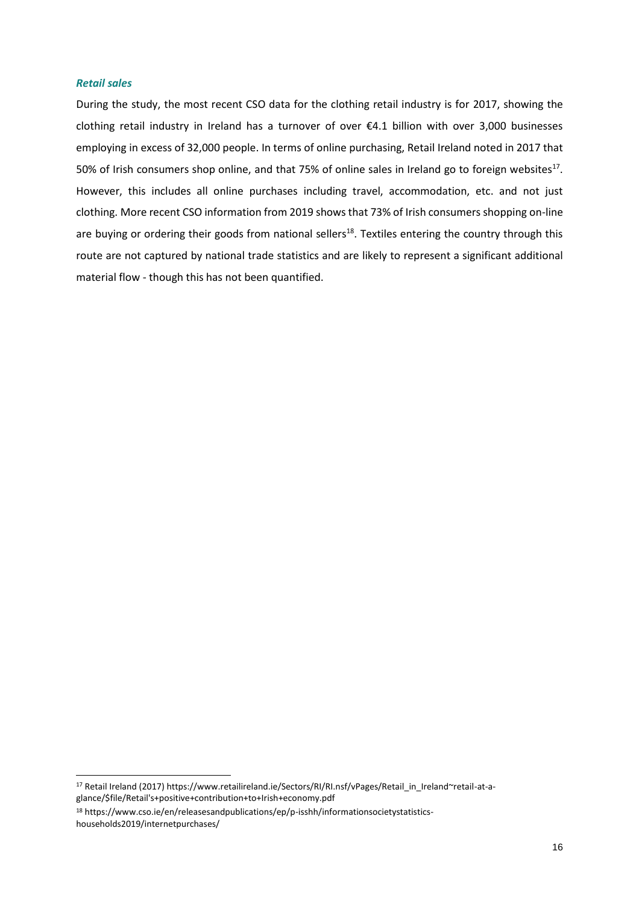***Retail sales***

During the study, the most recent CSO data for the clothing retail industry is for 2017, showing the clothing retail industry in Ireland has a turnover of over €4.1 billion with over 3,000 businesses employing in excess of 32,000 people. In terms of online purchasing, Retail Ireland noted in 2017 that 50% of Irish consumers shop online, and that 75% of online sales in Ireland go to foreign websites[17]. However, this includes all online purchases including travel, accommodation, etc. and not just clothing. More recent CSO information from 2019 shows that 73% of Irish consumers shopping on-line are buying or ordering their goods from national sellers[18]. Textiles entering the country through this route are not captured by national trade statistics and are likely to represent a significant additional material flow - though this has not been quantified.

---

[17] Retail Ireland (2017) https://www.retailireland.ie/Sectors/RI/RI.nsf/vPages/Retail_in_Ireland~retail-at-a-glance/$file/Retail's+positive+contribution+to+Irish+economy.pdf

[18] https://www.cso.ie/en/releasesandpublications/ep/p-isshh/informationsocietystatistics-households2019/internetpurchases/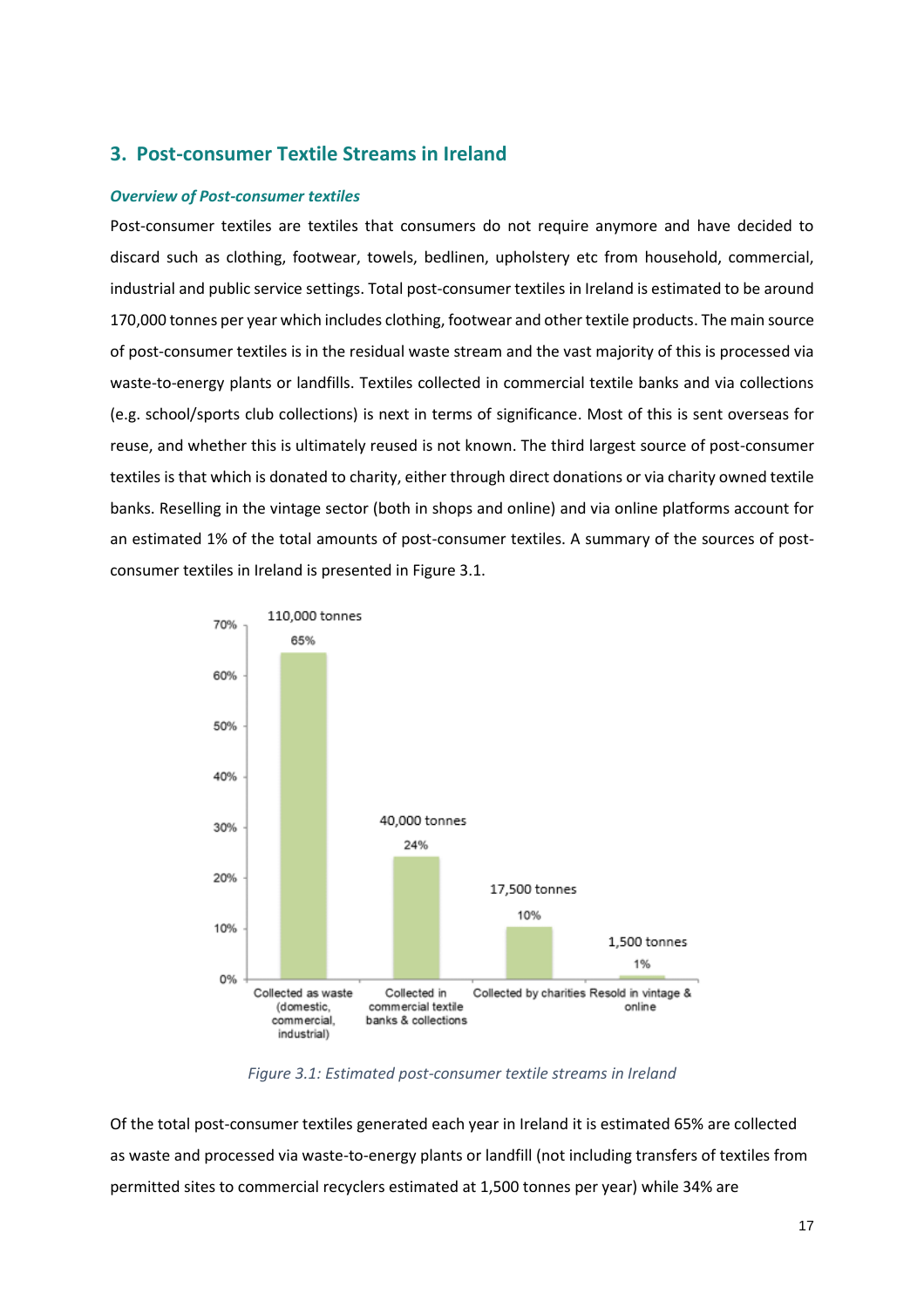## 3. Post-consumer Textile Streams in Ireland

### *Overview of Post-consumer textiles*

Post-consumer textiles are textiles that consumers do not require anymore and have decided to discard such as clothing, footwear, towels, bedlinen, upholstery etc from household, commercial, industrial and public service settings. Total post-consumer textiles in Ireland is estimated to be around 170,000 tonnes per year which includes clothing, footwear and other textile products. The main source of post-consumer textiles is in the residual waste stream and the vast majority of this is processed via waste-to-energy plants or landfills. Textiles collected in commercial textile banks and via collections (e.g. school/sports club collections) is next in terms of significance. Most of this is sent overseas for reuse, and whether this is ultimately reused is not known. The third largest source of post-consumer textiles is that which is donated to charity, either through direct donations or via charity owned textile banks. Reselling in the vintage sector (both in shops and online) and via online platforms account for an estimated 1% of the total amounts of post-consumer textiles. A summary of the sources of post-consumer textiles in Ireland is presented in Figure 3.1.

| Stream | Tonnes | Share |
|---|---|---|
| Collected as waste (domestic, commercial, industrial) | 110,000 tonnes | 65% |
| Collected in commercial textile banks & collections | 40,000 tonnes | 24% |
| Collected by charities | 17,500 tonnes | 10% |
| Resold in vintage & online | 1,500 tonnes | 1% |

*Figure 3.1: Estimated post-consumer textile streams in Ireland*

Of the total post-consumer textiles generated each year in Ireland it is estimated 65% are collected as waste and processed via waste-to-energy plants or landfill (not including transfers of textiles from permitted sites to commercial recyclers estimated at 1,500 tonnes per year) while 34% are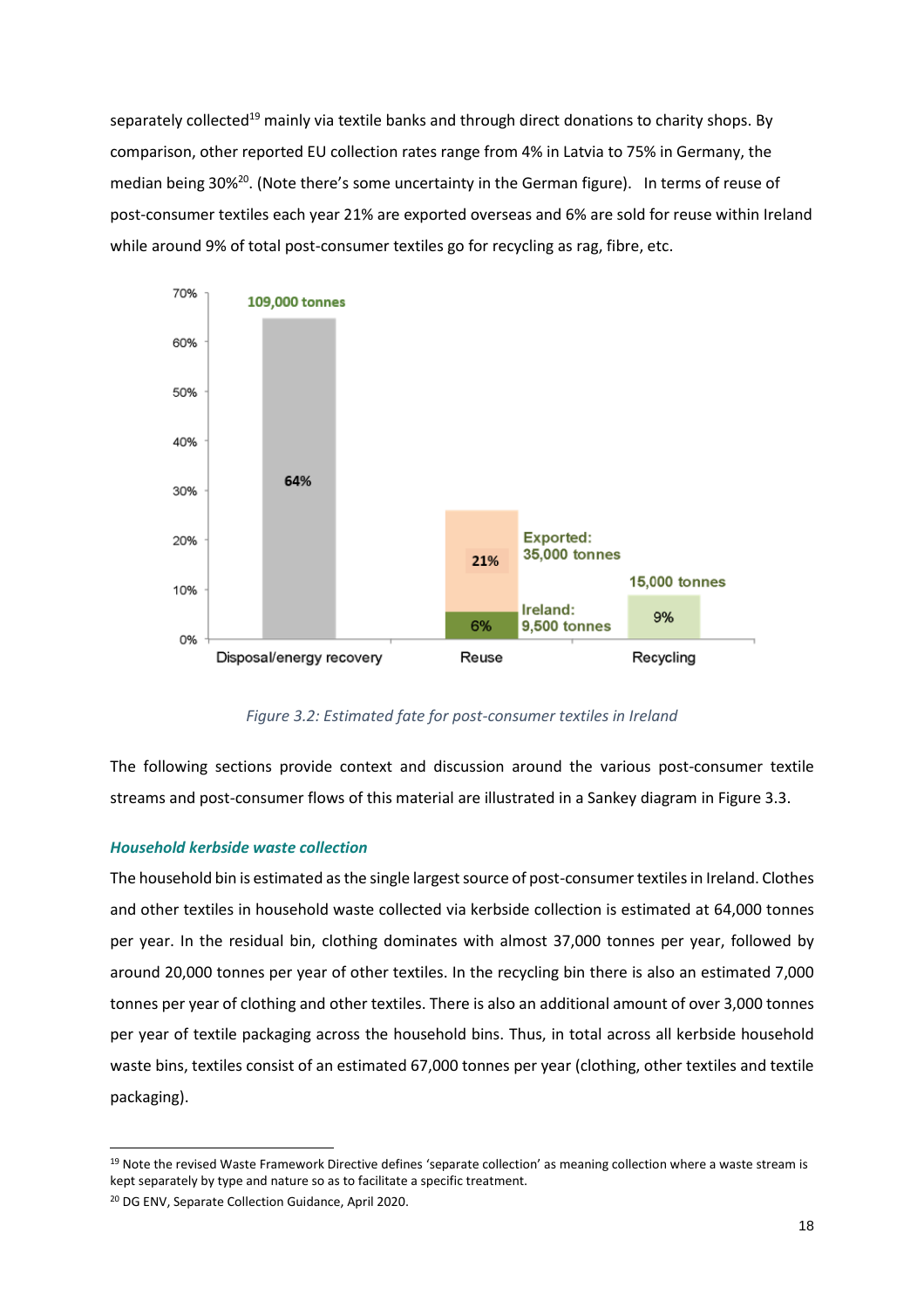separately collected[19] mainly via textile banks and through direct donations to charity shops. By comparison, other reported EU collection rates range from 4% in Latvia to 75% in Germany, the median being 30%[20]. (Note there's some uncertainty in the German figure). In terms of reuse of post-consumer textiles each year 21% are exported overseas and 6% are sold for reuse within Ireland while around 9% of total post-consumer textiles go for recycling as rag, fibre, etc.

*Figure 3.2: Estimated fate for post-consumer textiles in Ireland*

The following sections provide context and discussion around the various post-consumer textile streams and post-consumer flows of this material are illustrated in a Sankey diagram in Figure 3.3.

### *Household kerbside waste collection*

The household bin is estimated as the single largest source of post-consumer textiles in Ireland. Clothes and other textiles in household waste collected via kerbside collection is estimated at 64,000 tonnes per year. In the residual bin, clothing dominates with almost 37,000 tonnes per year, followed by around 20,000 tonnes per year of other textiles. In the recycling bin there is also an estimated 7,000 tonnes per year of clothing and other textiles. There is also an additional amount of over 3,000 tonnes per year of textile packaging across the household bins. Thus, in total across all kerbside household waste bins, textiles consist of an estimated 67,000 tonnes per year (clothing, other textiles and textile packaging).

[19] Note the revised Waste Framework Directive defines 'separate collection' as meaning collection where a waste stream is kept separately by type and nature so as to facilitate a specific treatment.

[20] DG ENV, Separate Collection Guidance, April 2020.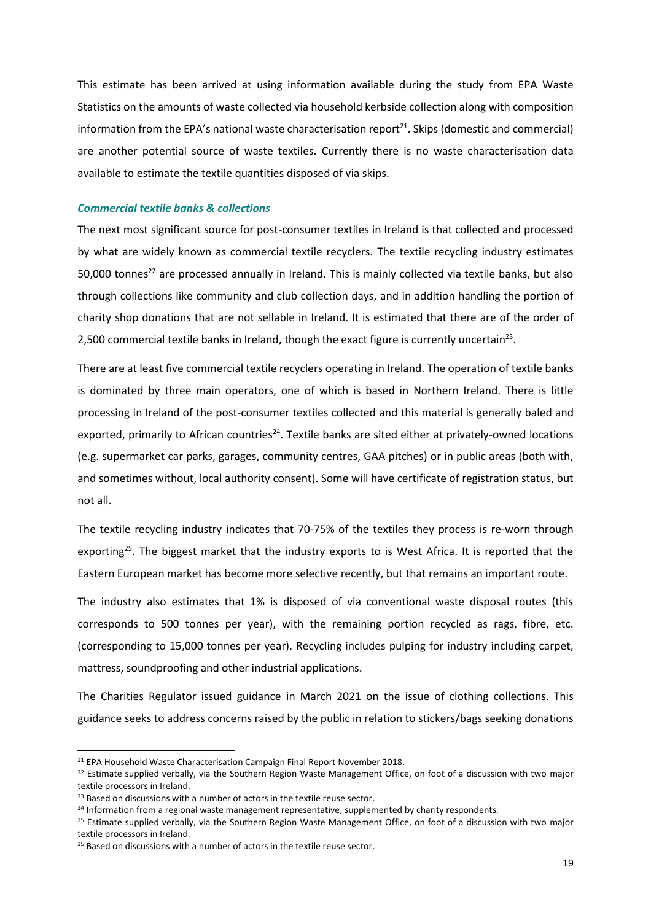This estimate has been arrived at using information available during the study from EPA Waste Statistics on the amounts of waste collected via household kerbside collection along with composition information from the EPA's national waste characterisation report[21]. Skips (domestic and commercial) are another potential source of waste textiles. Currently there is no waste characterisation data available to estimate the textile quantities disposed of via skips.

### *Commercial textile banks & collections*

The next most significant source for post-consumer textiles in Ireland is that collected and processed by what are widely known as commercial textile recyclers. The textile recycling industry estimates 50,000 tonnes[22] are processed annually in Ireland. This is mainly collected via textile banks, but also through collections like community and club collection days, and in addition handling the portion of charity shop donations that are not sellable in Ireland. It is estimated that there are of the order of 2,500 commercial textile banks in Ireland, though the exact figure is currently uncertain[23].

There are at least five commercial textile recyclers operating in Ireland. The operation of textile banks is dominated by three main operators, one of which is based in Northern Ireland. There is little processing in Ireland of the post-consumer textiles collected and this material is generally baled and exported, primarily to African countries[24]. Textile banks are sited either at privately-owned locations (e.g. supermarket car parks, garages, community centres, GAA pitches) or in public areas (both with, and sometimes without, local authority consent). Some will have certificate of registration status, but not all.

The textile recycling industry indicates that 70-75% of the textiles they process is re-worn through exporting[25]. The biggest market that the industry exports to is West Africa. It is reported that the Eastern European market has become more selective recently, but that remains an important route.

The industry also estimates that 1% is disposed of via conventional waste disposal routes (this corresponds to 500 tonnes per year), with the remaining portion recycled as rags, fibre, etc. (corresponding to 15,000 tonnes per year). Recycling includes pulping for industry including carpet, mattress, soundproofing and other industrial applications.

The Charities Regulator issued guidance in March 2021 on the issue of clothing collections. This guidance seeks to address concerns raised by the public in relation to stickers/bags seeking donations

---

[21] EPA Household Waste Characterisation Campaign Final Report November 2018.

[22] Estimate supplied verbally, via the Southern Region Waste Management Office, on foot of a discussion with two major textile processors in Ireland.

[23] Based on discussions with a number of actors in the textile reuse sector.

[24] Information from a regional waste management representative, supplemented by charity respondents.

[25] Estimate supplied verbally, via the Southern Region Waste Management Office, on foot of a discussion with two major textile processors in Ireland.

[25] Based on discussions with a number of actors in the textile reuse sector.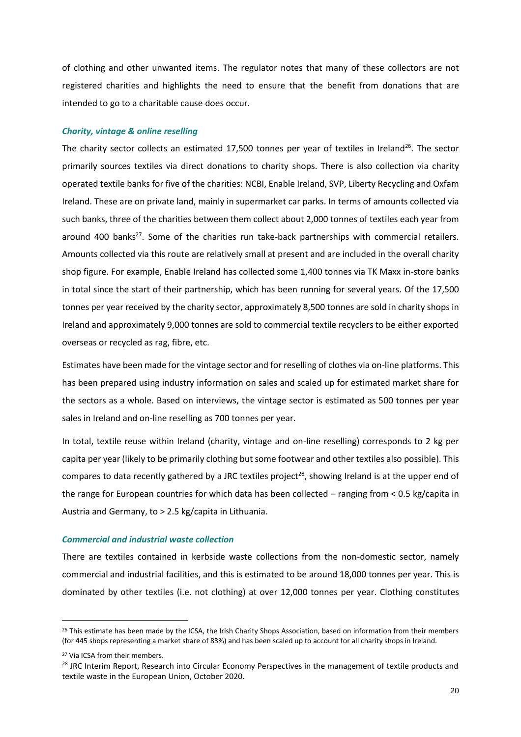of clothing and other unwanted items. The regulator notes that many of these collectors are not registered charities and highlights the need to ensure that the benefit from donations that are intended to go to a charitable cause does occur.

### *Charity, vintage & online reselling*

The charity sector collects an estimated 17,500 tonnes per year of textiles in Ireland[26]. The sector primarily sources textiles via direct donations to charity shops. There is also collection via charity operated textile banks for five of the charities: NCBI, Enable Ireland, SVP, Liberty Recycling and Oxfam Ireland. These are on private land, mainly in supermarket car parks. In terms of amounts collected via such banks, three of the charities between them collect about 2,000 tonnes of textiles each year from around 400 banks[27]. Some of the charities run take-back partnerships with commercial retailers. Amounts collected via this route are relatively small at present and are included in the overall charity shop figure. For example, Enable Ireland has collected some 1,400 tonnes via TK Maxx in-store banks in total since the start of their partnership, which has been running for several years. Of the 17,500 tonnes per year received by the charity sector, approximately 8,500 tonnes are sold in charity shops in Ireland and approximately 9,000 tonnes are sold to commercial textile recyclers to be either exported overseas or recycled as rag, fibre, etc.

Estimates have been made for the vintage sector and for reselling of clothes via on-line platforms. This has been prepared using industry information on sales and scaled up for estimated market share for the sectors as a whole. Based on interviews, the vintage sector is estimated as 500 tonnes per year sales in Ireland and on-line reselling as 700 tonnes per year.

In total, textile reuse within Ireland (charity, vintage and on-line reselling) corresponds to 2 kg per capita per year (likely to be primarily clothing but some footwear and other textiles also possible). This compares to data recently gathered by a JRC textiles project[28], showing Ireland is at the upper end of the range for European countries for which data has been collected – ranging from < 0.5 kg/capita in Austria and Germany, to > 2.5 kg/capita in Lithuania.

### *Commercial and industrial waste collection*

There are textiles contained in kerbside waste collections from the non-domestic sector, namely commercial and industrial facilities, and this is estimated to be around 18,000 tonnes per year. This is dominated by other textiles (i.e. not clothing) at over 12,000 tonnes per year. Clothing constitutes

---

[26] This estimate has been made by the ICSA, the Irish Charity Shops Association, based on information from their members (for 445 shops representing a market share of 83%) and has been scaled up to account for all charity shops in Ireland.

[27] Via ICSA from their members.

[28] JRC Interim Report, Research into Circular Economy Perspectives in the management of textile products and textile waste in the European Union, October 2020.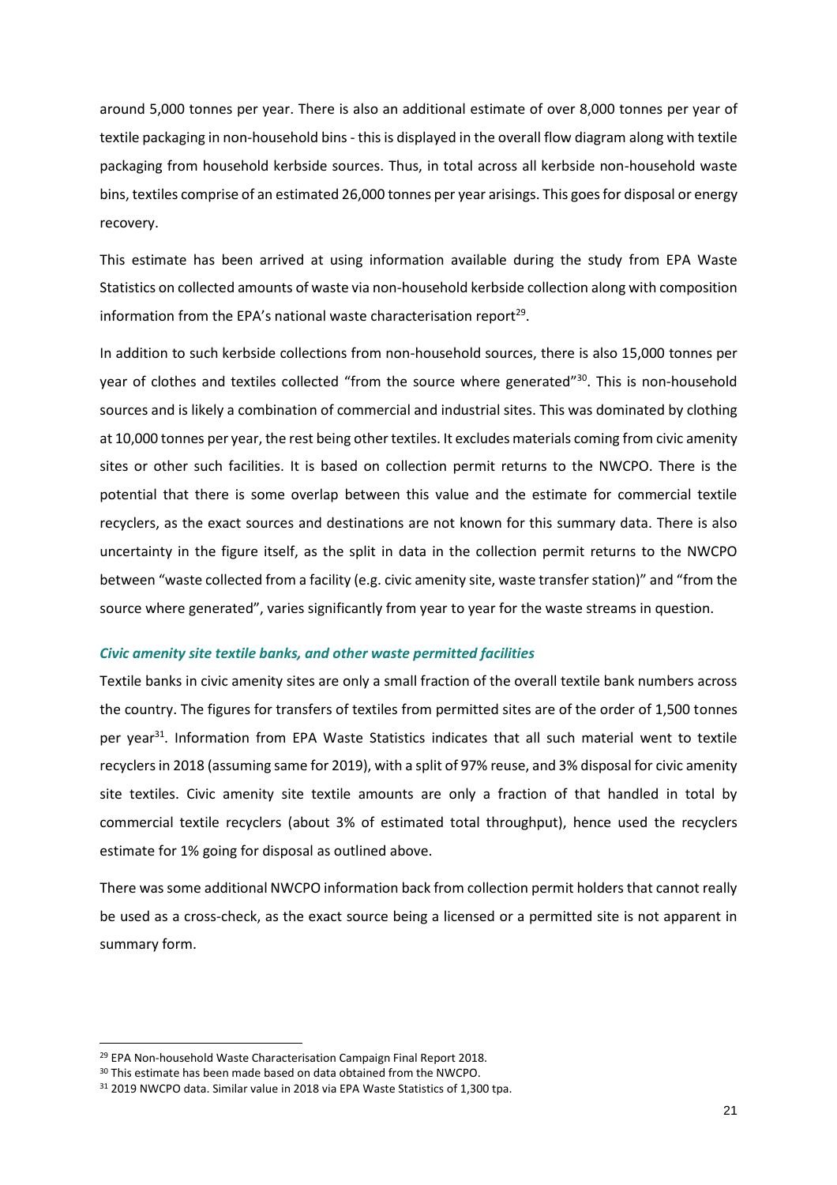around 5,000 tonnes per year. There is also an additional estimate of over 8,000 tonnes per year of textile packaging in non-household bins - this is displayed in the overall flow diagram along with textile packaging from household kerbside sources. Thus, in total across all kerbside non-household waste bins, textiles comprise of an estimated 26,000 tonnes per year arisings. This goes for disposal or energy recovery.

This estimate has been arrived at using information available during the study from EPA Waste Statistics on collected amounts of waste via non-household kerbside collection along with composition information from the EPA's national waste characterisation report[29].

In addition to such kerbside collections from non-household sources, there is also 15,000 tonnes per year of clothes and textiles collected "from the source where generated"[30]. This is non-household sources and is likely a combination of commercial and industrial sites. This was dominated by clothing at 10,000 tonnes per year, the rest being other textiles. It excludes materials coming from civic amenity sites or other such facilities. It is based on collection permit returns to the NWCPO. There is the potential that there is some overlap between this value and the estimate for commercial textile recyclers, as the exact sources and destinations are not known for this summary data. There is also uncertainty in the figure itself, as the split in data in the collection permit returns to the NWCPO between "waste collected from a facility (e.g. civic amenity site, waste transfer station)" and "from the source where generated", varies significantly from year to year for the waste streams in question.

#### *Civic amenity site textile banks, and other waste permitted facilities*

Textile banks in civic amenity sites are only a small fraction of the overall textile bank numbers across the country. The figures for transfers of textiles from permitted sites are of the order of 1,500 tonnes per year[31]. Information from EPA Waste Statistics indicates that all such material went to textile recyclers in 2018 (assuming same for 2019), with a split of 97% reuse, and 3% disposal for civic amenity site textiles. Civic amenity site textile amounts are only a fraction of that handled in total by commercial textile recyclers (about 3% of estimated total throughput), hence used the recyclers estimate for 1% going for disposal as outlined above.

There was some additional NWCPO information back from collection permit holders that cannot really be used as a cross-check, as the exact source being a licensed or a permitted site is not apparent in summary form.

---

[29] EPA Non-household Waste Characterisation Campaign Final Report 2018.

[30] This estimate has been made based on data obtained from the NWCPO.

[31] 2019 NWCPO data. Similar value in 2018 via EPA Waste Statistics of 1,300 tpa.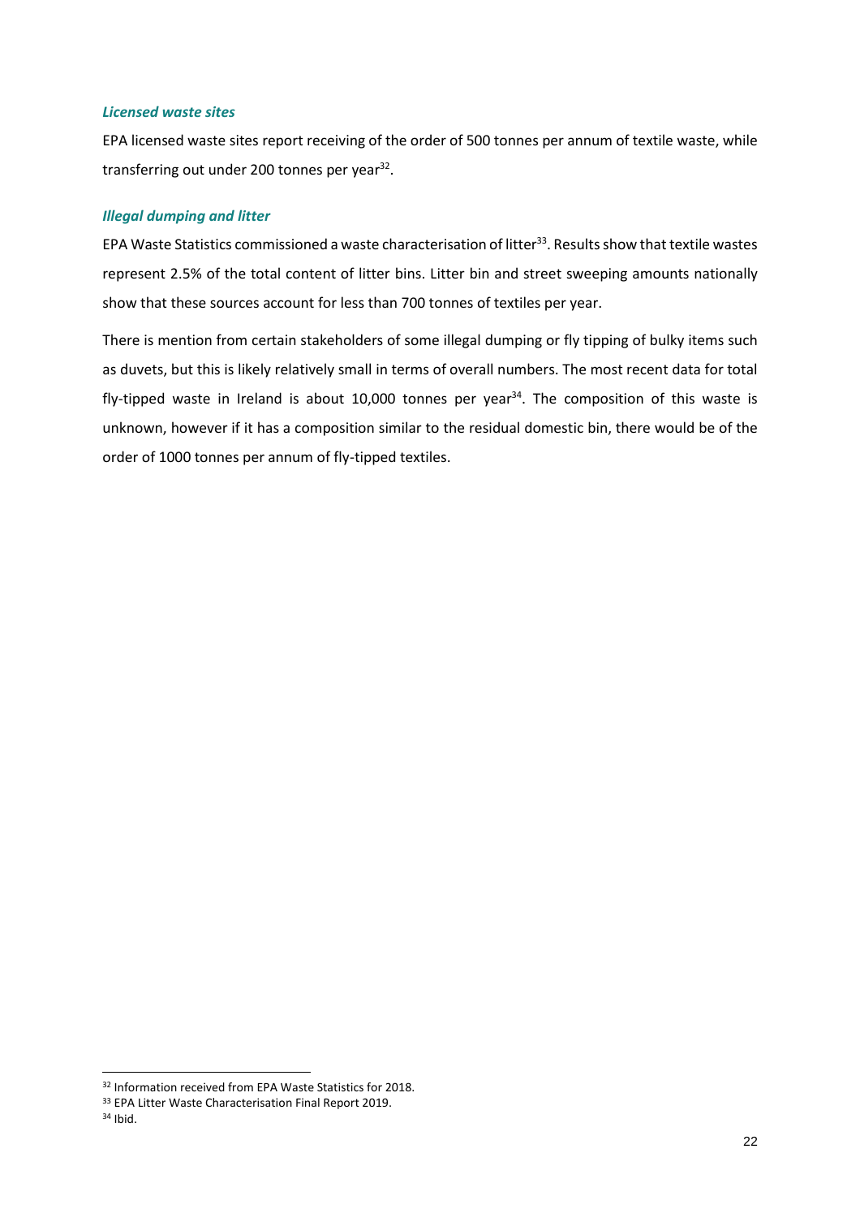#### *Licensed waste sites*

EPA licensed waste sites report receiving of the order of 500 tonnes per annum of textile waste, while transferring out under 200 tonnes per year[32].

#### *Illegal dumping and litter*

EPA Waste Statistics commissioned a waste characterisation of litter[33]. Results show that textile wastes represent 2.5% of the total content of litter bins. Litter bin and street sweeping amounts nationally show that these sources account for less than 700 tonnes of textiles per year.

There is mention from certain stakeholders of some illegal dumping or fly tipping of bulky items such as duvets, but this is likely relatively small in terms of overall numbers. The most recent data for total fly-tipped waste in Ireland is about 10,000 tonnes per year[34]. The composition of this waste is unknown, however if it has a composition similar to the residual domestic bin, there would be of the order of 1000 tonnes per annum of fly-tipped textiles.

---

[32] Information received from EPA Waste Statistics for 2018.

[33] EPA Litter Waste Characterisation Final Report 2019.

[34] Ibid.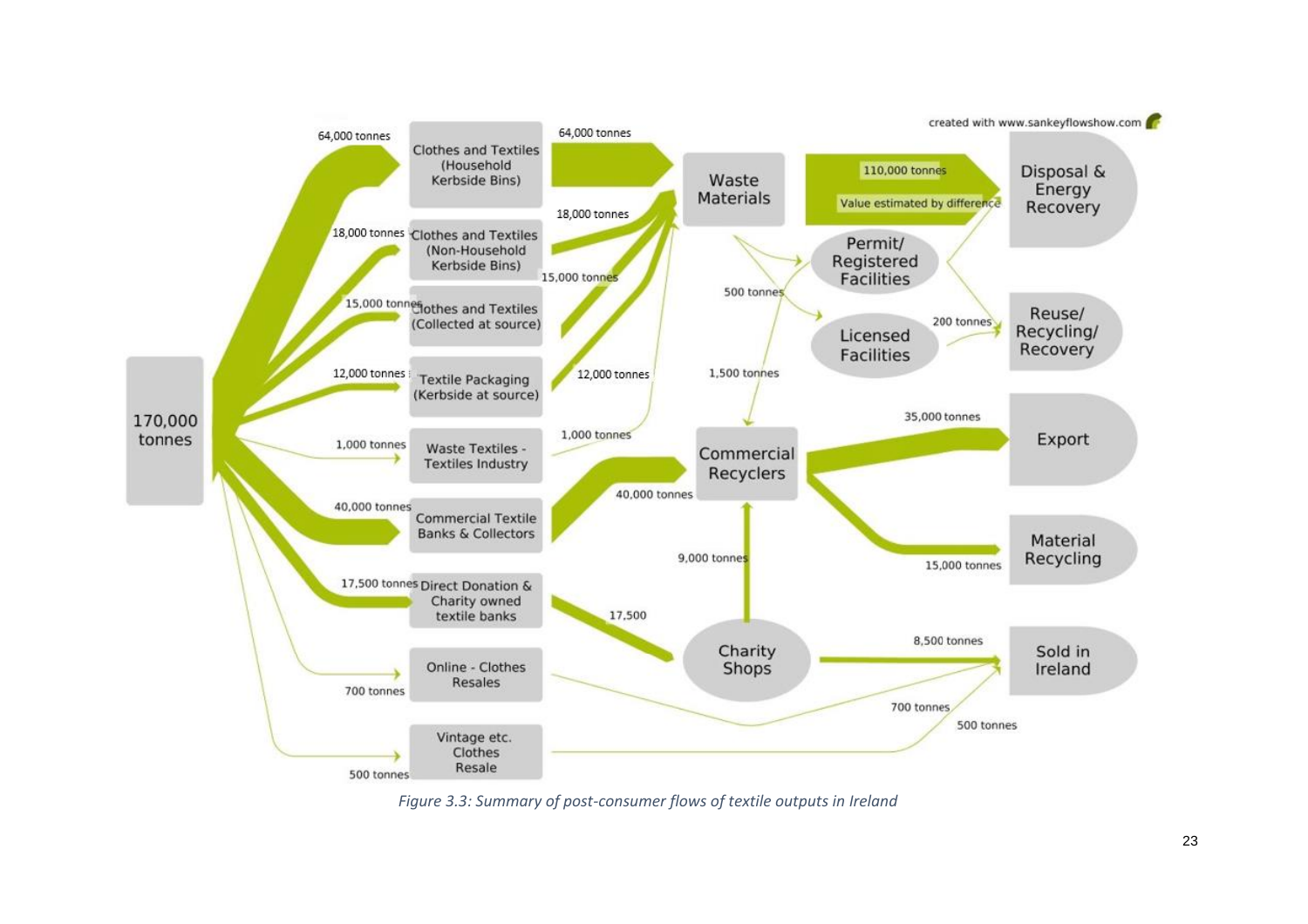170,000 tonnes

- 64,000 tonnes → Clothes and Textiles (Household Kerbside Bins) → 64,000 tonnes → Waste Materials
- 18,000 tonnes → Clothes and Textiles (Non-Household Kerbside Bins) → 18,000 tonnes → Waste Materials
- 15,000 tonnes → Clothes and Textiles (Collected at source) → 15,000 tonnes → Waste Materials
- 12,000 tonnes → Textile Packaging (Kerbside at source) → 12,000 tonnes → Waste Materials
- 1,000 tonnes → Waste Textiles - Textiles Industry → 1,000 tonnes → Waste Materials
- 40,000 tonnes → Commercial Textile Banks & Collectors → 40,000 tonnes → Commercial Recyclers
- 17,500 tonnes → Direct Donation & Charity owned textile banks → 17,500 → Charity Shops
- 700 tonnes → Online - Clothes Resales → 700 tonnes → Sold in Ireland
- 500 tonnes → Vintage etc. Clothes Resale → 500 tonnes → Sold in Ireland

Waste Materials:

- 110,000 tonnes (Value estimated by difference) → Disposal & Energy Recovery
- Permit/ Registered Facilities
- 500 tonnes → Licensed Facilities → 200 tonnes → Reuse/ Recycling/ Recovery
- 1,500 tonnes → Commercial Recyclers

Charity Shops:

- 9,000 tonnes → Commercial Recyclers
- 8,500 tonnes → Sold in Ireland

Commercial Recyclers:

- 35,000 tonnes → Export
- 15,000 tonnes → Material Recycling

created with www.sankeyflowshow.com

*Figure 3.3: Summary of post-consumer flows of textile outputs in Ireland*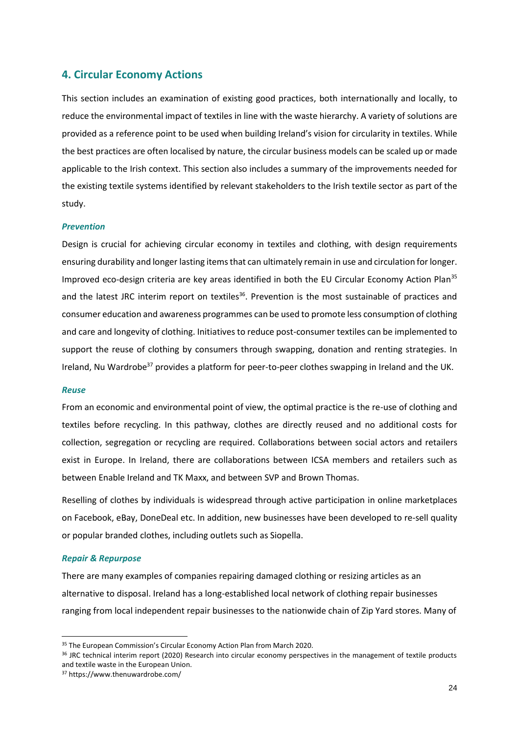## 4. Circular Economy Actions

This section includes an examination of existing good practices, both internationally and locally, to reduce the environmental impact of textiles in line with the waste hierarchy. A variety of solutions are provided as a reference point to be used when building Ireland's vision for circularity in textiles. While the best practices are often localised by nature, the circular business models can be scaled up or made applicable to the Irish context. This section also includes a summary of the improvements needed for the existing textile systems identified by relevant stakeholders to the Irish textile sector as part of the study.

### *Prevention*

Design is crucial for achieving circular economy in textiles and clothing, with design requirements ensuring durability and longer lasting items that can ultimately remain in use and circulation for longer. Improved eco-design criteria are key areas identified in both the EU Circular Economy Action Plan[35] and the latest JRC interim report on textiles[36]. Prevention is the most sustainable of practices and consumer education and awareness programmes can be used to promote less consumption of clothing and care and longevity of clothing. Initiatives to reduce post-consumer textiles can be implemented to support the reuse of clothing by consumers through swapping, donation and renting strategies. In Ireland, Nu Wardrobe[37] provides a platform for peer-to-peer clothes swapping in Ireland and the UK.

### *Reuse*

From an economic and environmental point of view, the optimal practice is the re-use of clothing and textiles before recycling. In this pathway, clothes are directly reused and no additional costs for collection, segregation or recycling are required. Collaborations between social actors and retailers exist in Europe. In Ireland, there are collaborations between ICSA members and retailers such as between Enable Ireland and TK Maxx, and between SVP and Brown Thomas.

Reselling of clothes by individuals is widespread through active participation in online marketplaces on Facebook, eBay, DoneDeal etc. In addition, new businesses have been developed to re-sell quality or popular branded clothes, including outlets such as Siopella.

### *Repair & Repurpose*

There are many examples of companies repairing damaged clothing or resizing articles as an alternative to disposal. Ireland has a long-established local network of clothing repair businesses ranging from local independent repair businesses to the nationwide chain of Zip Yard stores. Many of

---

[35] The European Commission's Circular Economy Action Plan from March 2020.

[36] JRC technical interim report (2020) Research into circular economy perspectives in the management of textile products and textile waste in the European Union.

[37] https://www.thenuwardrobe.com/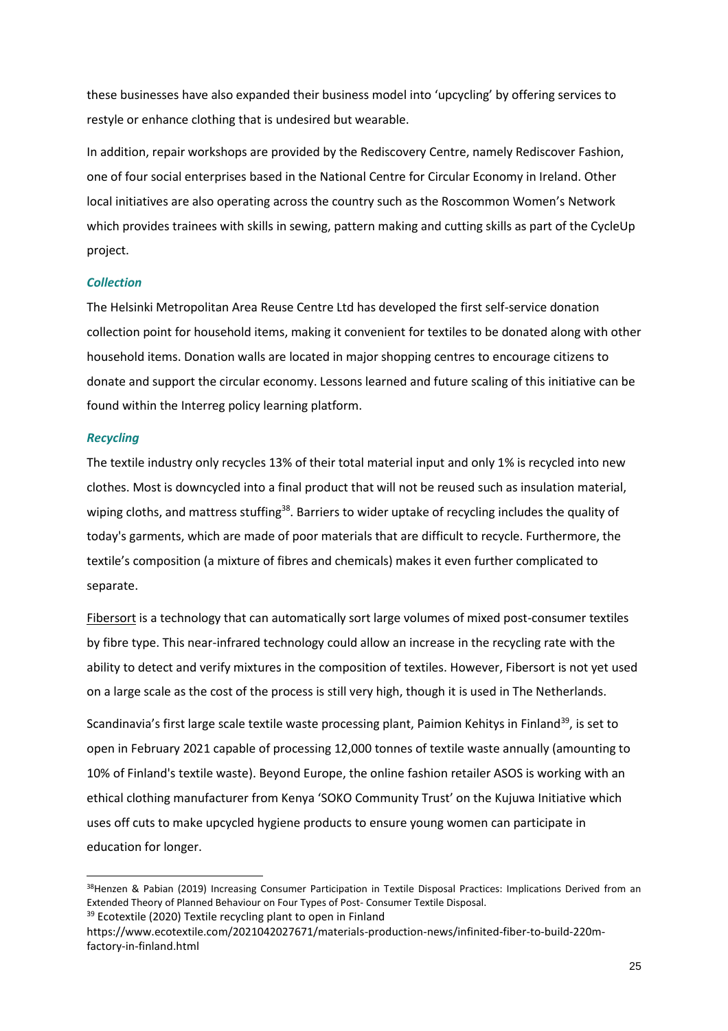these businesses have also expanded their business model into 'upcycling' by offering services to restyle or enhance clothing that is undesired but wearable.

In addition, repair workshops are provided by the Rediscovery Centre, namely Rediscover Fashion, one of four social enterprises based in the National Centre for Circular Economy in Ireland. Other local initiatives are also operating across the country such as the Roscommon Women's Network which provides trainees with skills in sewing, pattern making and cutting skills as part of the CycleUp project.

### *Collection*

The Helsinki Metropolitan Area Reuse Centre Ltd has developed the first self-service donation collection point for household items, making it convenient for textiles to be donated along with other household items. Donation walls are located in major shopping centres to encourage citizens to donate and support the circular economy. Lessons learned and future scaling of this initiative can be found within the Interreg policy learning platform.

### *Recycling*

The textile industry only recycles 13% of their total material input and only 1% is recycled into new clothes. Most is downcycled into a final product that will not be reused such as insulation material, wiping cloths, and mattress stuffing[38]. Barriers to wider uptake of recycling includes the quality of today's garments, which are made of poor materials that are difficult to recycle. Furthermore, the textile's composition (a mixture of fibres and chemicals) makes it even further complicated to separate.

Fibersort is a technology that can automatically sort large volumes of mixed post-consumer textiles by fibre type. This near-infrared technology could allow an increase in the recycling rate with the ability to detect and verify mixtures in the composition of textiles. However, Fibersort is not yet used on a large scale as the cost of the process is still very high, though it is used in The Netherlands.

Scandinavia's first large scale textile waste processing plant, Paimion Kehitys in Finland[39], is set to open in February 2021 capable of processing 12,000 tonnes of textile waste annually (amounting to 10% of Finland's textile waste). Beyond Europe, the online fashion retailer ASOS is working with an ethical clothing manufacturer from Kenya 'SOKO Community Trust' on the Kujuwa Initiative which uses off cuts to make upcycled hygiene products to ensure young women can participate in education for longer.

---

[38] Henzen & Pabian (2019) Increasing Consumer Participation in Textile Disposal Practices: Implications Derived from an Extended Theory of Planned Behaviour on Four Types of Post- Consumer Textile Disposal.

[39] Ecotextile (2020) Textile recycling plant to open in Finland https://www.ecotextile.com/2021042027671/materials-production-news/infinited-fiber-to-build-220m-factory-in-finland.html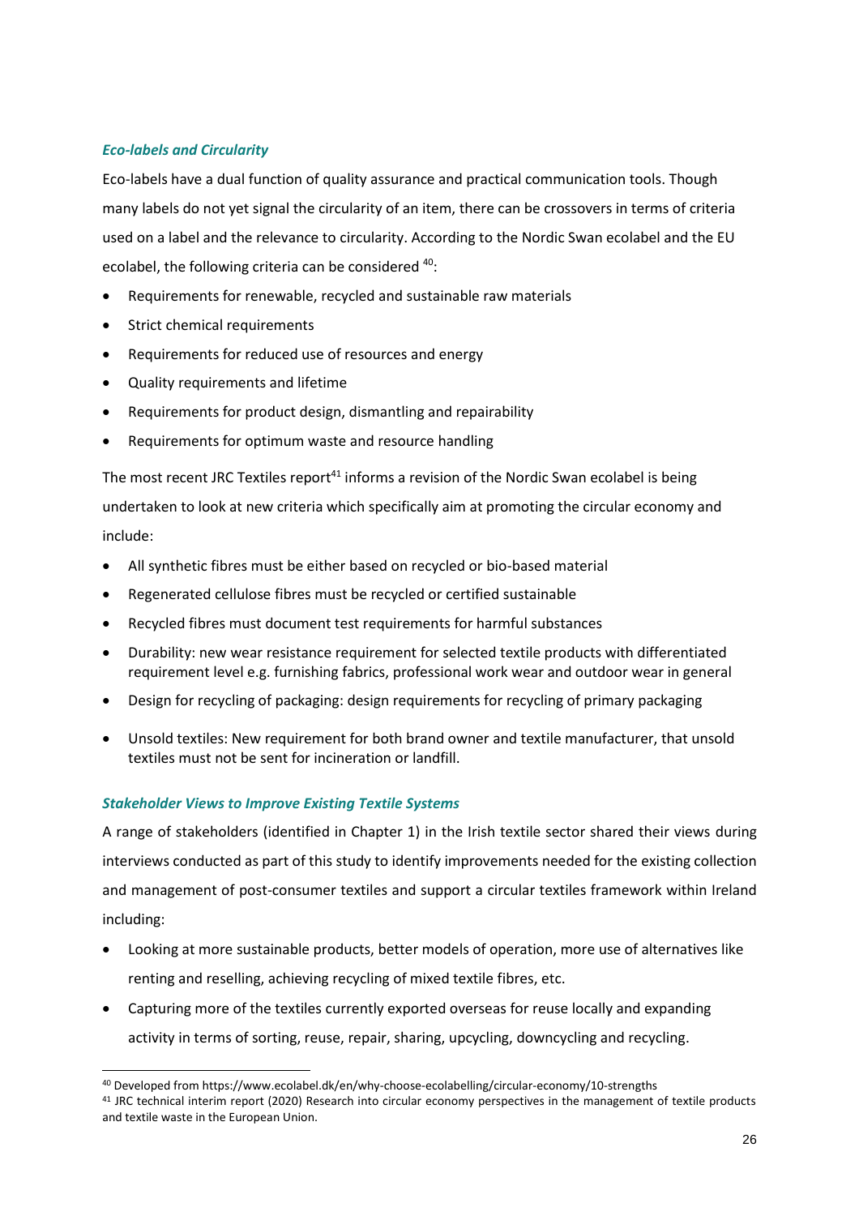### *Eco-labels and Circularity*

Eco-labels have a dual function of quality assurance and practical communication tools. Though many labels do not yet signal the circularity of an item, there can be crossovers in terms of criteria used on a label and the relevance to circularity. According to the Nordic Swan ecolabel and the EU ecolabel, the following criteria can be considered [40]:

- Requirements for renewable, recycled and sustainable raw materials
- Strict chemical requirements
- Requirements for reduced use of resources and energy
- Quality requirements and lifetime
- Requirements for product design, dismantling and repairability
- Requirements for optimum waste and resource handling

The most recent JRC Textiles report[41] informs a revision of the Nordic Swan ecolabel is being undertaken to look at new criteria which specifically aim at promoting the circular economy and include:

- All synthetic fibres must be either based on recycled or bio-based material
- Regenerated cellulose fibres must be recycled or certified sustainable
- Recycled fibres must document test requirements for harmful substances
- Durability: new wear resistance requirement for selected textile products with differentiated requirement level e.g. furnishing fabrics, professional work wear and outdoor wear in general
- Design for recycling of packaging: design requirements for recycling of primary packaging
- Unsold textiles: New requirement for both brand owner and textile manufacturer, that unsold textiles must not be sent for incineration or landfill.

### *Stakeholder Views to Improve Existing Textile Systems*

A range of stakeholders (identified in Chapter 1) in the Irish textile sector shared their views during interviews conducted as part of this study to identify improvements needed for the existing collection and management of post-consumer textiles and support a circular textiles framework within Ireland including:

- Looking at more sustainable products, better models of operation, more use of alternatives like renting and reselling, achieving recycling of mixed textile fibres, etc.
- Capturing more of the textiles currently exported overseas for reuse locally and expanding activity in terms of sorting, reuse, repair, sharing, upcycling, downcycling and recycling.

[40] Developed from https://www.ecolabel.dk/en/why-choose-ecolabelling/circular-economy/10-strengths

[41] JRC technical interim report (2020) Research into circular economy perspectives in the management of textile products and textile waste in the European Union.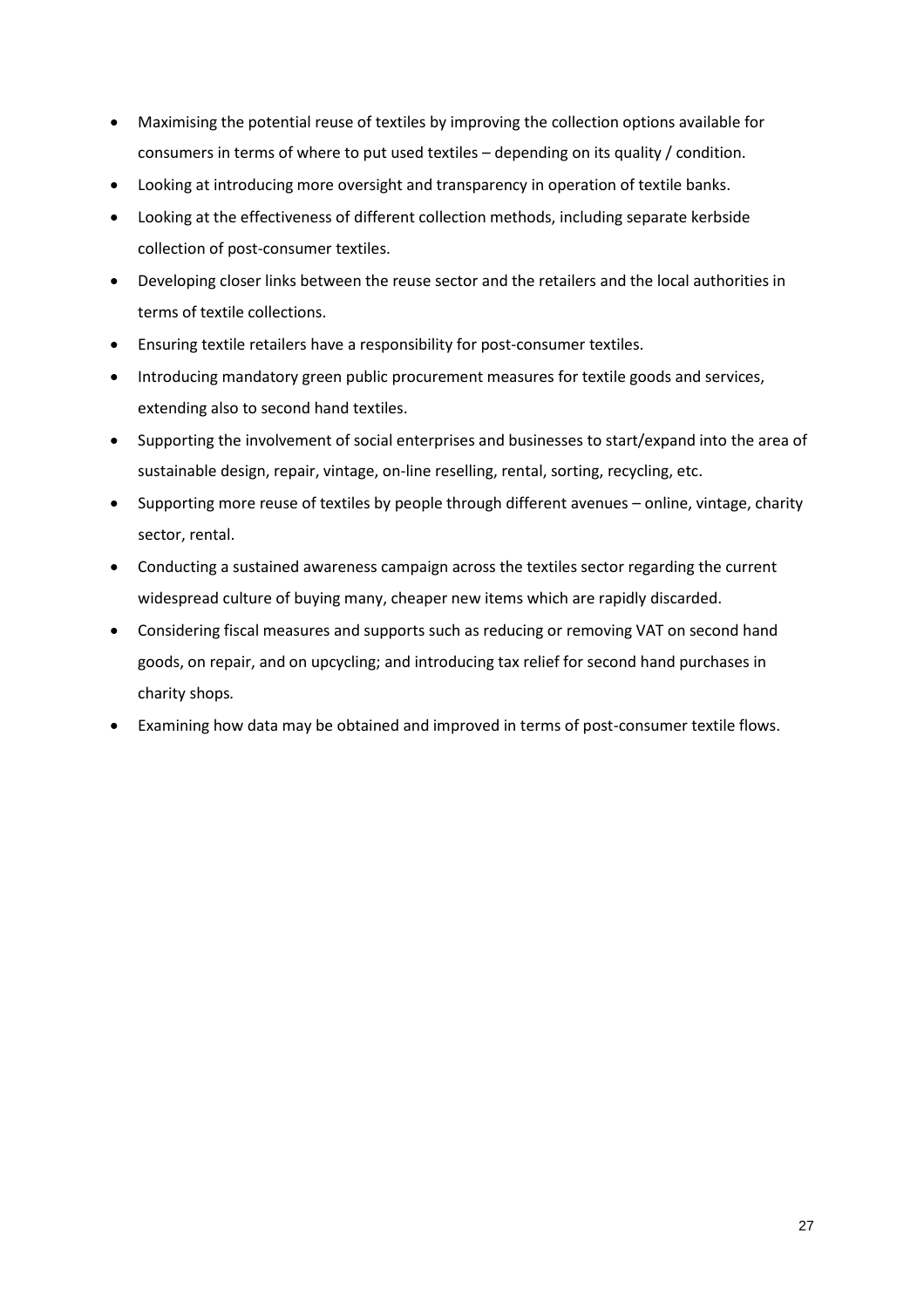- Maximising the potential reuse of textiles by improving the collection options available for consumers in terms of where to put used textiles – depending on its quality / condition.
- Looking at introducing more oversight and transparency in operation of textile banks.
- Looking at the effectiveness of different collection methods, including separate kerbside collection of post-consumer textiles.
- Developing closer links between the reuse sector and the retailers and the local authorities in terms of textile collections.
- Ensuring textile retailers have a responsibility for post-consumer textiles.
- Introducing mandatory green public procurement measures for textile goods and services, extending also to second hand textiles.
- Supporting the involvement of social enterprises and businesses to start/expand into the area of sustainable design, repair, vintage, on-line reselling, rental, sorting, recycling, etc.
- Supporting more reuse of textiles by people through different avenues – online, vintage, charity sector, rental.
- Conducting a sustained awareness campaign across the textiles sector regarding the current widespread culture of buying many, cheaper new items which are rapidly discarded.
- Considering fiscal measures and supports such as reducing or removing VAT on second hand goods, on repair, and on upcycling; and introducing tax relief for second hand purchases in charity shops.
- Examining how data may be obtained and improved in terms of post-consumer textile flows.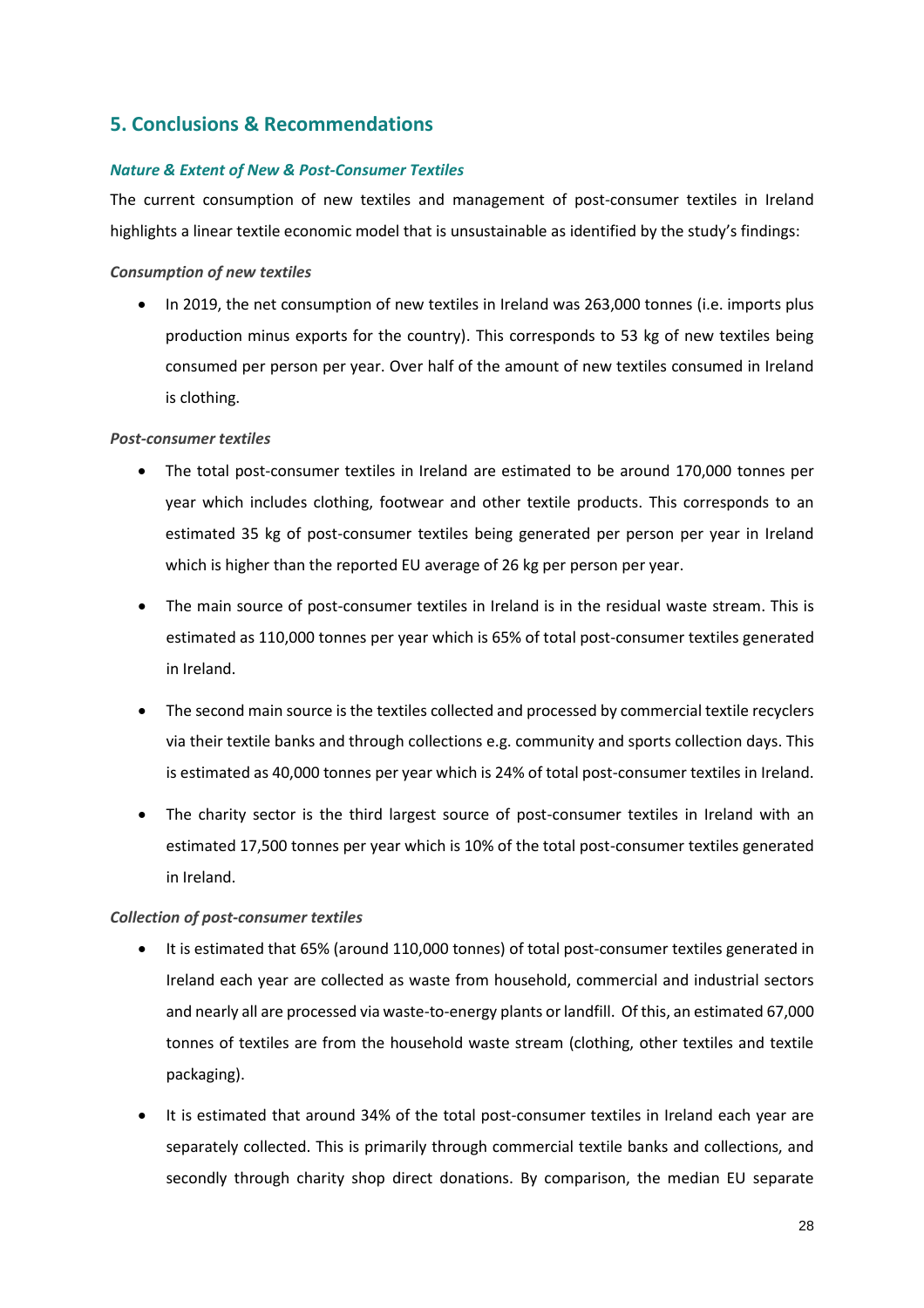## 5. Conclusions & Recommendations

### *Nature & Extent of New & Post-Consumer Textiles*

The current consumption of new textiles and management of post-consumer textiles in Ireland highlights a linear textile economic model that is unsustainable as identified by the study's findings:

#### *Consumption of new textiles*

- In 2019, the net consumption of new textiles in Ireland was 263,000 tonnes (i.e. imports plus production minus exports for the country). This corresponds to 53 kg of new textiles being consumed per person per year. Over half of the amount of new textiles consumed in Ireland is clothing.

#### *Post-consumer textiles*

- The total post-consumer textiles in Ireland are estimated to be around 170,000 tonnes per year which includes clothing, footwear and other textile products. This corresponds to an estimated 35 kg of post-consumer textiles being generated per person per year in Ireland which is higher than the reported EU average of 26 kg per person per year.
- The main source of post-consumer textiles in Ireland is in the residual waste stream. This is estimated as 110,000 tonnes per year which is 65% of total post-consumer textiles generated in Ireland.
- The second main source is the textiles collected and processed by commercial textile recyclers via their textile banks and through collections e.g. community and sports collection days. This is estimated as 40,000 tonnes per year which is 24% of total post-consumer textiles in Ireland.
- The charity sector is the third largest source of post-consumer textiles in Ireland with an estimated 17,500 tonnes per year which is 10% of the total post-consumer textiles generated in Ireland.

#### *Collection of post-consumer textiles*

- It is estimated that 65% (around 110,000 tonnes) of total post-consumer textiles generated in Ireland each year are collected as waste from household, commercial and industrial sectors and nearly all are processed via waste-to-energy plants or landfill. Of this, an estimated 67,000 tonnes of textiles are from the household waste stream (clothing, other textiles and textile packaging).
- It is estimated that around 34% of the total post-consumer textiles in Ireland each year are separately collected. This is primarily through commercial textile banks and collections, and secondly through charity shop direct donations. By comparison, the median EU separate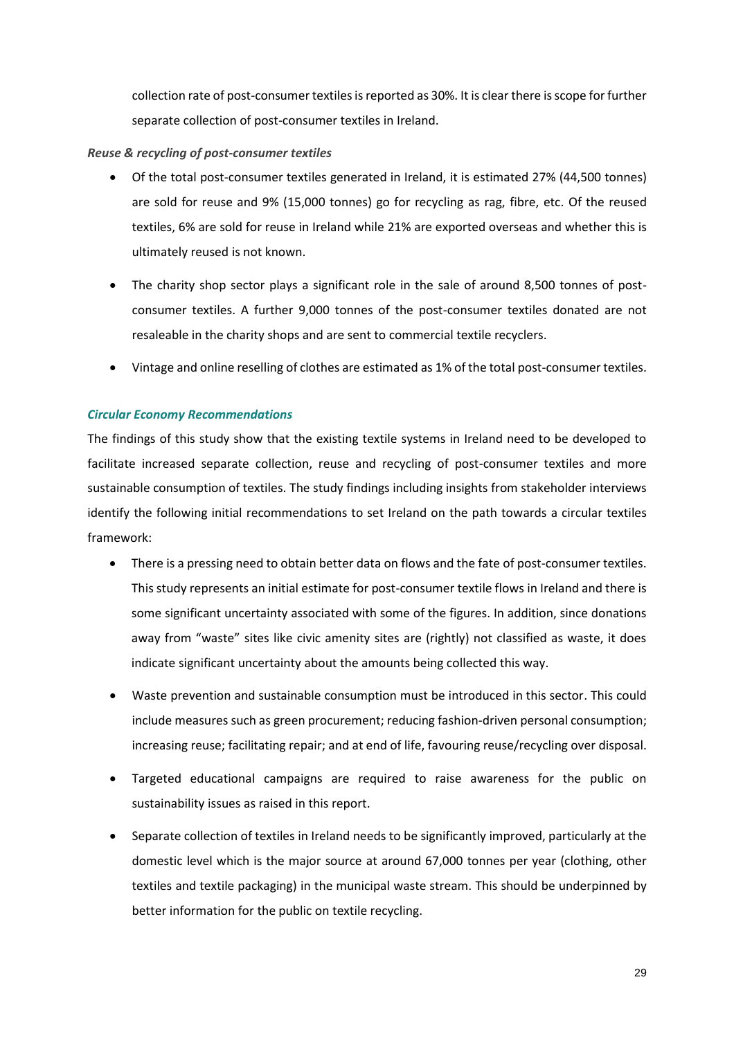collection rate of post-consumer textiles is reported as 30%. It is clear there is scope for further separate collection of post-consumer textiles in Ireland.

***Reuse & recycling of post-consumer textiles***

- Of the total post-consumer textiles generated in Ireland, it is estimated 27% (44,500 tonnes) are sold for reuse and 9% (15,000 tonnes) go for recycling as rag, fibre, etc. Of the reused textiles, 6% are sold for reuse in Ireland while 21% are exported overseas and whether this is ultimately reused is not known.
- The charity shop sector plays a significant role in the sale of around 8,500 tonnes of post-consumer textiles. A further 9,000 tonnes of the post-consumer textiles donated are not resaleable in the charity shops and are sent to commercial textile recyclers.
- Vintage and online reselling of clothes are estimated as 1% of the total post-consumer textiles.

***Circular Economy Recommendations***

The findings of this study show that the existing textile systems in Ireland need to be developed to facilitate increased separate collection, reuse and recycling of post-consumer textiles and more sustainable consumption of textiles. The study findings including insights from stakeholder interviews identify the following initial recommendations to set Ireland on the path towards a circular textiles framework:

- There is a pressing need to obtain better data on flows and the fate of post-consumer textiles. This study represents an initial estimate for post-consumer textile flows in Ireland and there is some significant uncertainty associated with some of the figures. In addition, since donations away from "waste" sites like civic amenity sites are (rightly) not classified as waste, it does indicate significant uncertainty about the amounts being collected this way.
- Waste prevention and sustainable consumption must be introduced in this sector. This could include measures such as green procurement; reducing fashion-driven personal consumption; increasing reuse; facilitating repair; and at end of life, favouring reuse/recycling over disposal.
- Targeted educational campaigns are required to raise awareness for the public on sustainability issues as raised in this report.
- Separate collection of textiles in Ireland needs to be significantly improved, particularly at the domestic level which is the major source at around 67,000 tonnes per year (clothing, other textiles and textile packaging) in the municipal waste stream. This should be underpinned by better information for the public on textile recycling.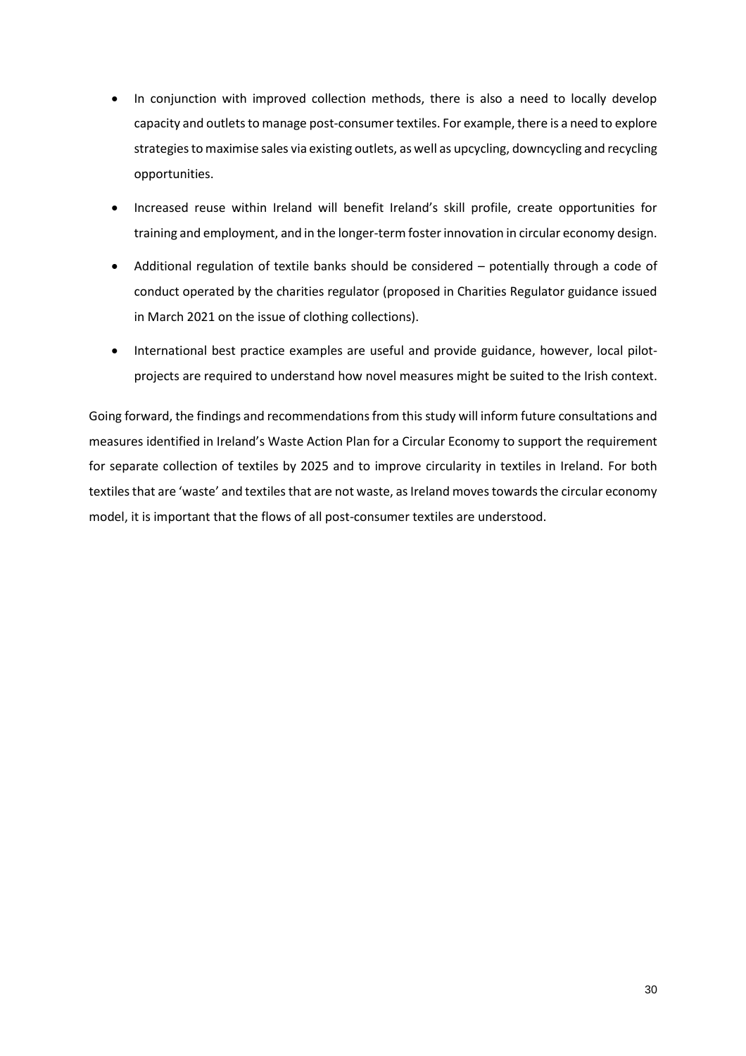- In conjunction with improved collection methods, there is also a need to locally develop capacity and outlets to manage post-consumer textiles. For example, there is a need to explore strategies to maximise sales via existing outlets, as well as upcycling, downcycling and recycling opportunities.
- Increased reuse within Ireland will benefit Ireland's skill profile, create opportunities for training and employment, and in the longer-term foster innovation in circular economy design.
- Additional regulation of textile banks should be considered – potentially through a code of conduct operated by the charities regulator (proposed in Charities Regulator guidance issued in March 2021 on the issue of clothing collections).
- International best practice examples are useful and provide guidance, however, local pilot-projects are required to understand how novel measures might be suited to the Irish context.

Going forward, the findings and recommendations from this study will inform future consultations and measures identified in Ireland's Waste Action Plan for a Circular Economy to support the requirement for separate collection of textiles by 2025 and to improve circularity in textiles in Ireland. For both textiles that are 'waste' and textiles that are not waste, as Ireland moves towards the circular economy model, it is important that the flows of all post-consumer textiles are understood.